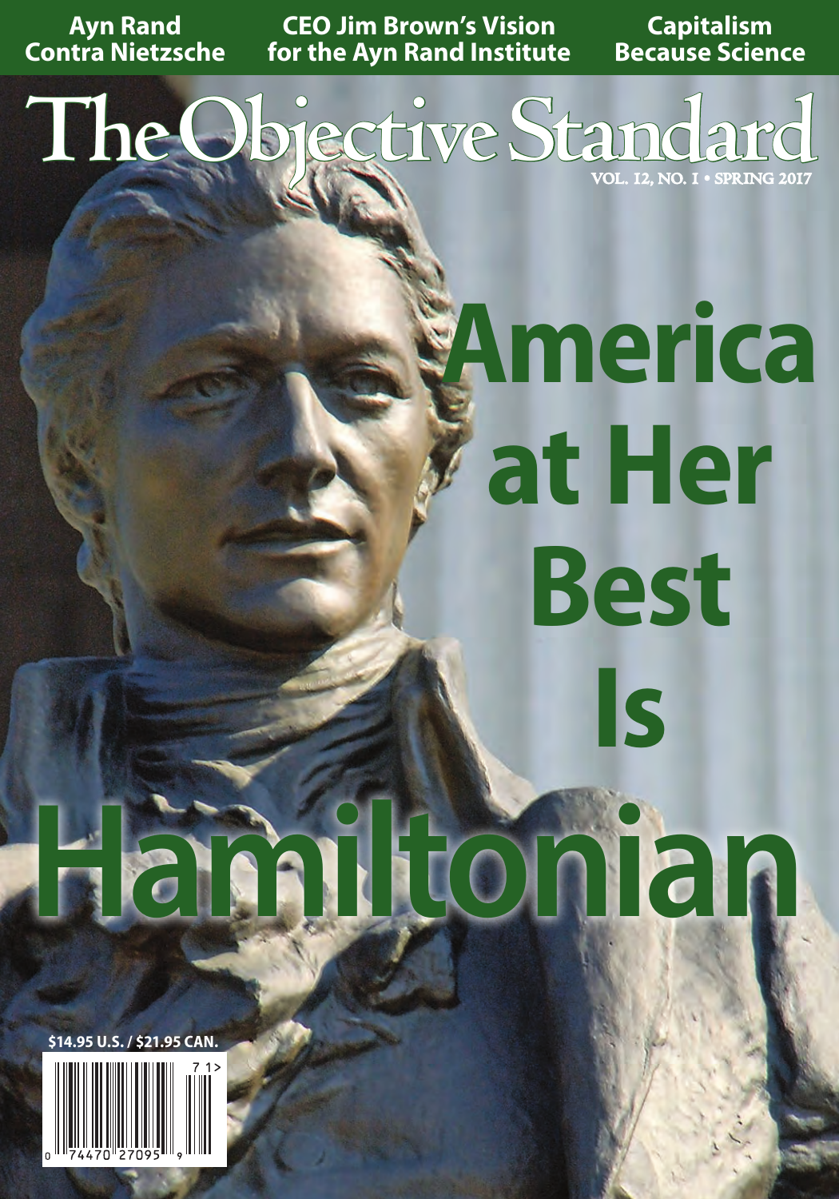Ayn Rand Contra Nietzsche

CEO Jim Brown's Vision for the Ayn Rand Institute

Capitalism Because Science

# The Objective Standard

VOL. 12, NO. 1 • SPRING 2017

# America at Her Best Is Hamiltonian

$14.95 U.S. / $21.95 CAN.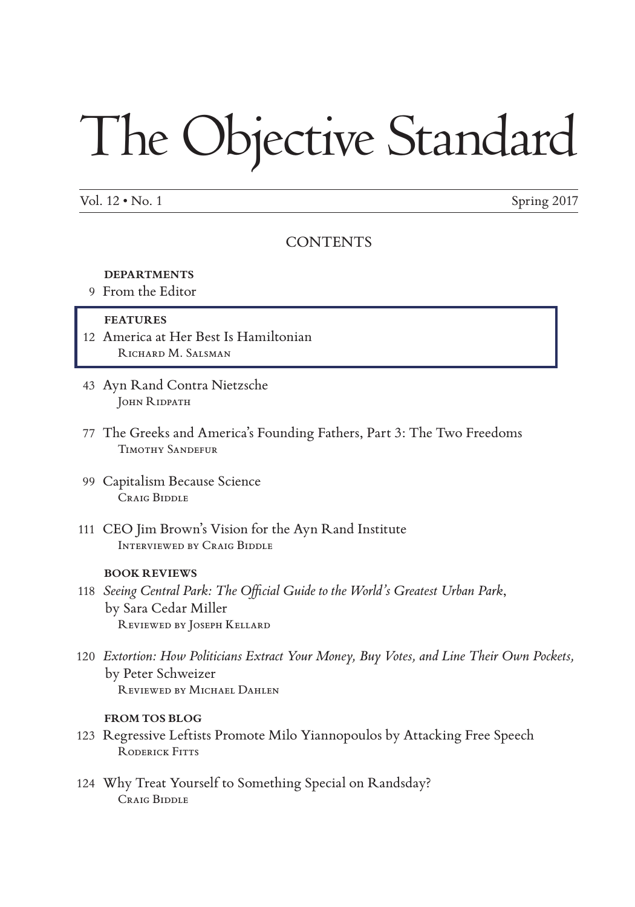# The Objective Standard

Vol. 12 • No. 1 Spring 2017

## CONTENTS

### DEPARTMENTS

9 From the Editor

### FEATURES

12 America at Her Best Is Hamiltonian
Richard M. Salsman

43 Ayn Rand Contra Nietzsche
John Ridpath

77 The Greeks and America's Founding Fathers, Part 3: The Two Freedoms
Timothy Sandefur

99 Capitalism Because Science
Craig Biddle

111 CEO Jim Brown's Vision for the Ayn Rand Institute
Interviewed by Craig Biddle

### BOOK REVIEWS

118 *Seeing Central Park: The Official Guide to the World's Greatest Urban Park*, by Sara Cedar Miller
Reviewed by Joseph Kellard

120 *Extortion: How Politicians Extract Your Money, Buy Votes, and Line Their Own Pockets,* by Peter Schweizer
Reviewed by Michael Dahlen

### FROM TOS BLOG

123 Regressive Leftists Promote Milo Yiannopoulos by Attacking Free Speech
Roderick Fitts

124 Why Treat Yourself to Something Special on Randsday?
Craig Biddle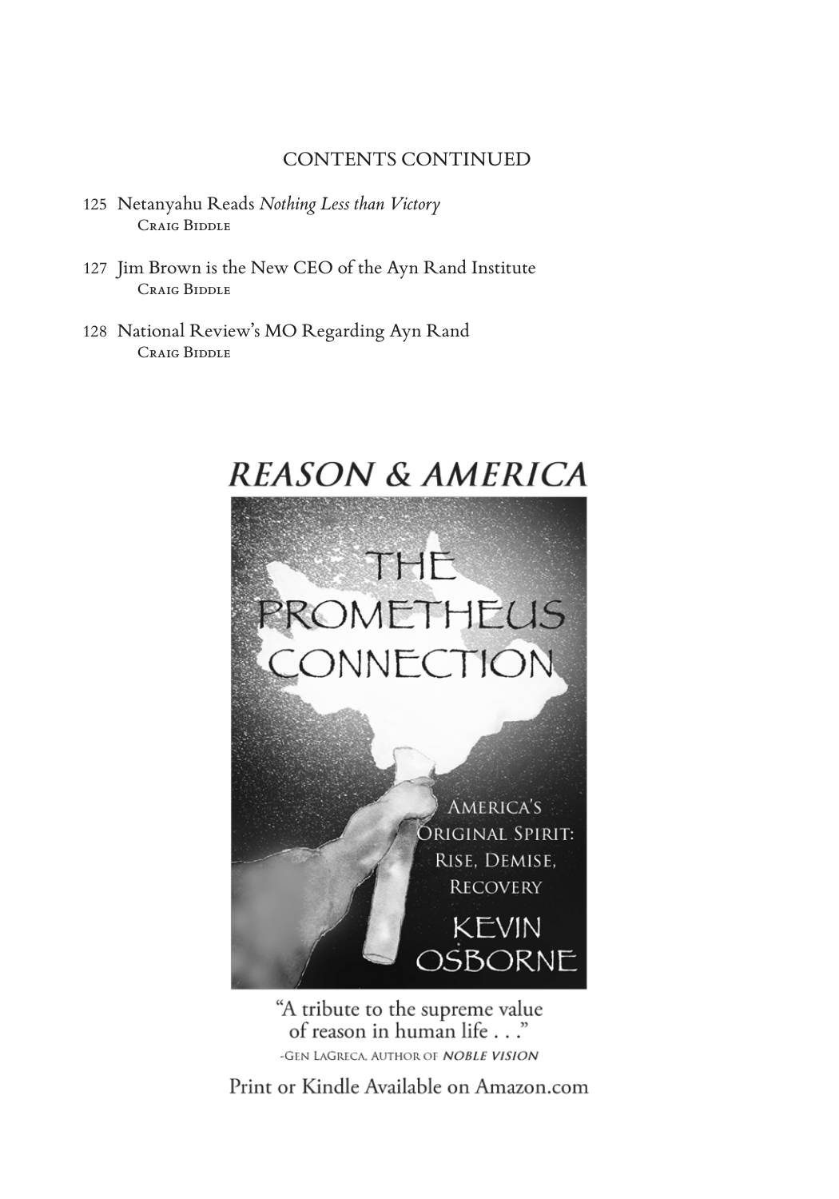## CONTENTS CONTINUED

125 Netanyahu Reads *Nothing Less than Victory*
CRAIG BIDDLE

127 Jim Brown is the New CEO of the Ayn Rand Institute
CRAIG BIDDLE

128 National Review's MO Regarding Ayn Rand
CRAIG BIDDLE

# *REASON & AMERICA*

THE PROMETHEUS CONNECTION

AMERICA'S ORIGINAL SPIRIT: RISE, DEMISE, RECOVERY

KEVIN OSBORNE

"A tribute to the supreme value of reason in human life . . ."

-GEN LAGRECA, AUTHOR OF ***NOBLE VISION***

Print or Kindle Available on Amazon.com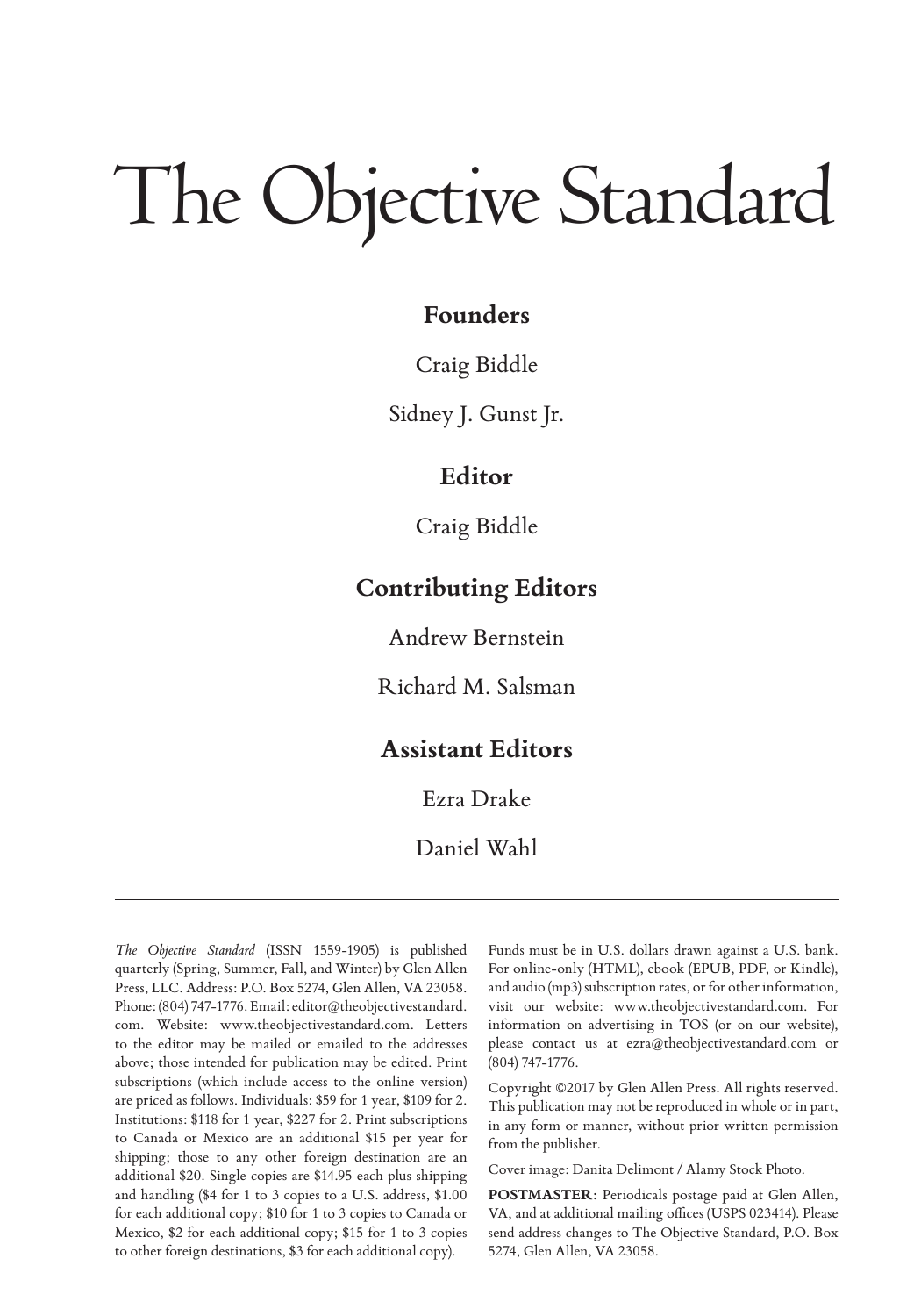# The Objective Standard

## Founders

Craig Biddle

Sidney J. Gunst Jr.

## Editor

Craig Biddle

## Contributing Editors

Andrew Bernstein

Richard M. Salsman

## Assistant Editors

Ezra Drake

Daniel Wahl

---

*The Objective Standard* (ISSN 1559-1905) is published quarterly (Spring, Summer, Fall, and Winter) by Glen Allen Press, LLC. Address: P.O. Box 5274, Glen Allen, VA 23058. Phone: (804) 747-1776. Email: editor@theobjectivestandard.com. Website: www.theobjectivestandard.com. Letters to the editor may be mailed or emailed to the addresses above; those intended for publication may be edited. Print subscriptions (which include access to the online version) are priced as follows. Individuals: $59 for 1 year, $109 for 2. Institutions: $118 for 1 year, $227 for 2. Print subscriptions to Canada or Mexico are an additional $15 per year for shipping; those to any other foreign destination are an additional $20. Single copies are $14.95 each plus shipping and handling ($4 for 1 to 3 copies to a U.S. address, $1.00 for each additional copy; $10 for 1 to 3 copies to Canada or Mexico, $2 for each additional copy; $15 for 1 to 3 copies to other foreign destinations, $3 for each additional copy). Funds must be in U.S. dollars drawn against a U.S. bank. For online-only (HTML), ebook (EPUB, PDF, or Kindle), and audio (mp3) subscription rates, or for other information, visit our website: www.theobjectivestandard.com. For information on advertising in TOS (or on our website), please contact us at ezra@theobjectivestandard.com or (804) 747-1776.

Copyright ©2017 by Glen Allen Press. All rights reserved. This publication may not be reproduced in whole or in part, in any form or manner, without prior written permission from the publisher.

Cover image: Danita Delimont / Alamy Stock Photo.

**POSTMASTER:** Periodicals postage paid at Glen Allen, VA, and at additional mailing offices (USPS 023414). Please send address changes to The Objective Standard, P.O. Box 5274, Glen Allen, VA 23058.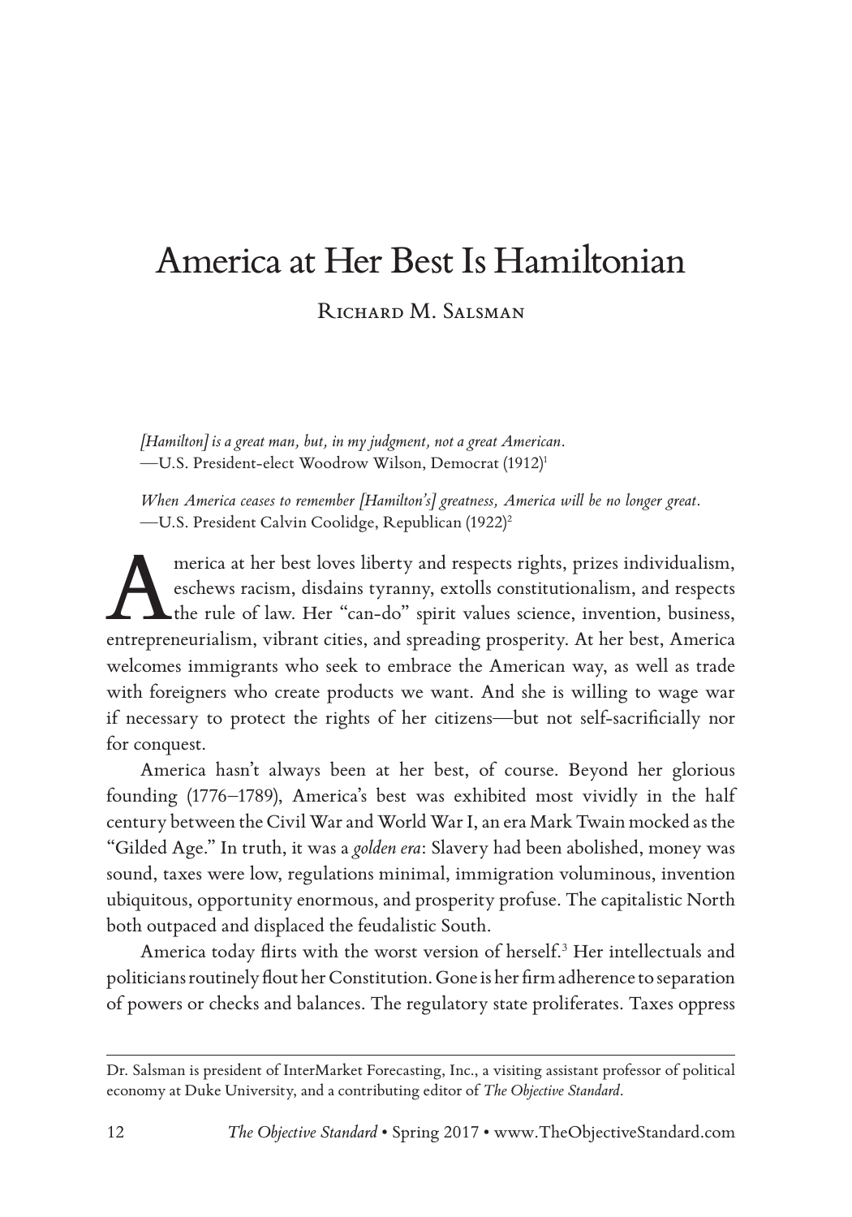# America at Her Best Is Hamiltonian

Richard M. Salsman

*[Hamilton] is a great man, but, in my judgment, not a great American.*
—U.S. President-elect Woodrow Wilson, Democrat (1912)[1]

*When America ceases to remember [Hamilton's] greatness, America will be no longer great.*
—U.S. President Calvin Coolidge, Republican (1922)[2]

America at her best loves liberty and respects rights, prizes individualism, eschews racism, disdains tyranny, extolls constitutionalism, and respects the rule of law. Her "can-do" spirit values science, invention, business, entrepreneurialism, vibrant cities, and spreading prosperity. At her best, America welcomes immigrants who seek to embrace the American way, as well as trade with foreigners who create products we want. And she is willing to wage war if necessary to protect the rights of her citizens—but not self-sacrificially nor for conquest.

America hasn't always been at her best, of course. Beyond her glorious founding (1776–1789), America's best was exhibited most vividly in the half century between the Civil War and World War I, an era Mark Twain mocked as the "Gilded Age." In truth, it was a *golden era*: Slavery had been abolished, money was sound, taxes were low, regulations minimal, immigration voluminous, invention ubiquitous, opportunity enormous, and prosperity profuse. The capitalistic North both outpaced and displaced the feudalistic South.

America today flirts with the worst version of herself.[3] Her intellectuals and politicians routinely flout her Constitution. Gone is her firm adherence to separation of powers or checks and balances. The regulatory state proliferates. Taxes oppress

---

Dr. Salsman is president of InterMarket Forecasting, Inc., a visiting assistant professor of political economy at Duke University, and a contributing editor of *The Objective Standard*.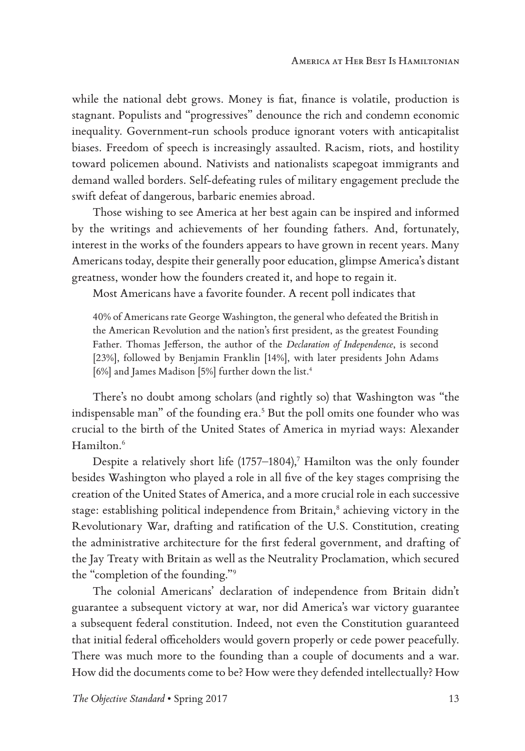while the national debt grows. Money is fiat, finance is volatile, production is stagnant. Populists and "progressives" denounce the rich and condemn economic inequality. Government-run schools produce ignorant voters with anticapitalist biases. Freedom of speech is increasingly assaulted. Racism, riots, and hostility toward policemen abound. Nativists and nationalists scapegoat immigrants and demand walled borders. Self-defeating rules of military engagement preclude the swift defeat of dangerous, barbaric enemies abroad.

Those wishing to see America at her best again can be inspired and informed by the writings and achievements of her founding fathers. And, fortunately, interest in the works of the founders appears to have grown in recent years. Many Americans today, despite their generally poor education, glimpse America's distant greatness, wonder how the founders created it, and hope to regain it.

Most Americans have a favorite founder. A recent poll indicates that

> 40% of Americans rate George Washington, the general who defeated the British in the American Revolution and the nation's first president, as the greatest Founding Father. Thomas Jefferson, the author of the *Declaration of Independence*, is second [23%], followed by Benjamin Franklin [14%], with later presidents John Adams [6%] and James Madison [5%] further down the list.[4]

There's no doubt among scholars (and rightly so) that Washington was "the indispensable man" of the founding era.[5] But the poll omits one founder who was crucial to the birth of the United States of America in myriad ways: Alexander Hamilton.[6]

Despite a relatively short life (1757–1804),[7] Hamilton was the only founder besides Washington who played a role in all five of the key stages comprising the creation of the United States of America, and a more crucial role in each successive stage: establishing political independence from Britain,[8] achieving victory in the Revolutionary War, drafting and ratification of the U.S. Constitution, creating the administrative architecture for the first federal government, and drafting of the Jay Treaty with Britain as well as the Neutrality Proclamation, which secured the "completion of the founding."[9]

The colonial Americans' declaration of independence from Britain didn't guarantee a subsequent victory at war, nor did America's war victory guarantee a subsequent federal constitution. Indeed, not even the Constitution guaranteed that initial federal officeholders would govern properly or cede power peacefully. There was much more to the founding than a couple of documents and a war. How did the documents come to be? How were they defended intellectually? How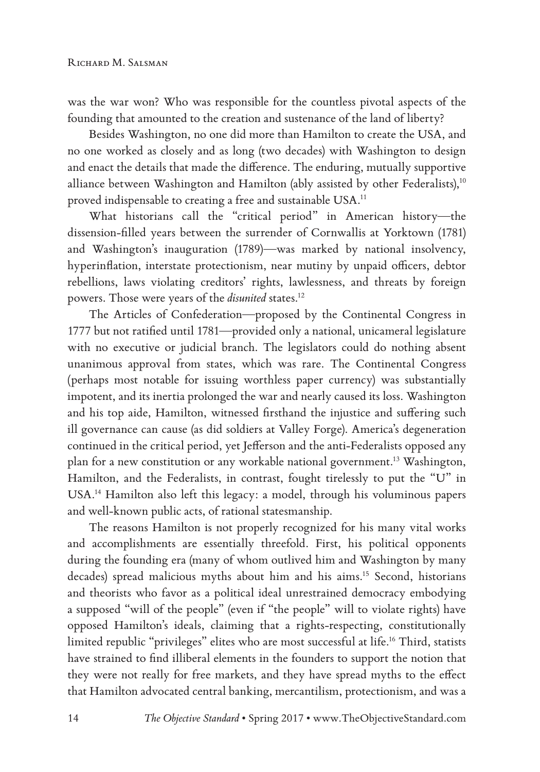was the war won? Who was responsible for the countless pivotal aspects of the founding that amounted to the creation and sustenance of the land of liberty?

Besides Washington, no one did more than Hamilton to create the USA, and no one worked as closely and as long (two decades) with Washington to design and enact the details that made the difference. The enduring, mutually supportive alliance between Washington and Hamilton (ably assisted by other Federalists),[10] proved indispensable to creating a free and sustainable USA.[11]

What historians call the "critical period" in American history—the dissension-filled years between the surrender of Cornwallis at Yorktown (1781) and Washington's inauguration (1789)—was marked by national insolvency, hyperinflation, interstate protectionism, near mutiny by unpaid officers, debtor rebellions, laws violating creditors' rights, lawlessness, and threats by foreign powers. Those were years of the *disunited* states.[12]

The Articles of Confederation—proposed by the Continental Congress in 1777 but not ratified until 1781—provided only a national, unicameral legislature with no executive or judicial branch. The legislators could do nothing absent unanimous approval from states, which was rare. The Continental Congress (perhaps most notable for issuing worthless paper currency) was substantially impotent, and its inertia prolonged the war and nearly caused its loss. Washington and his top aide, Hamilton, witnessed firsthand the injustice and suffering such ill governance can cause (as did soldiers at Valley Forge). America's degeneration continued in the critical period, yet Jefferson and the anti-Federalists opposed any plan for a new constitution or any workable national government.[13] Washington, Hamilton, and the Federalists, in contrast, fought tirelessly to put the "U" in USA.[14] Hamilton also left this legacy: a model, through his voluminous papers and well-known public acts, of rational statesmanship.

The reasons Hamilton is not properly recognized for his many vital works and accomplishments are essentially threefold. First, his political opponents during the founding era (many of whom outlived him and Washington by many decades) spread malicious myths about him and his aims.[15] Second, historians and theorists who favor as a political ideal unrestrained democracy embodying a supposed "will of the people" (even if "the people" will to violate rights) have opposed Hamilton's ideals, claiming that a rights-respecting, constitutionally limited republic "privileges" elites who are most successful at life.[16] Third, statists have strained to find illiberal elements in the founders to support the notion that they were not really for free markets, and they have spread myths to the effect that Hamilton advocated central banking, mercantilism, protectionism, and was a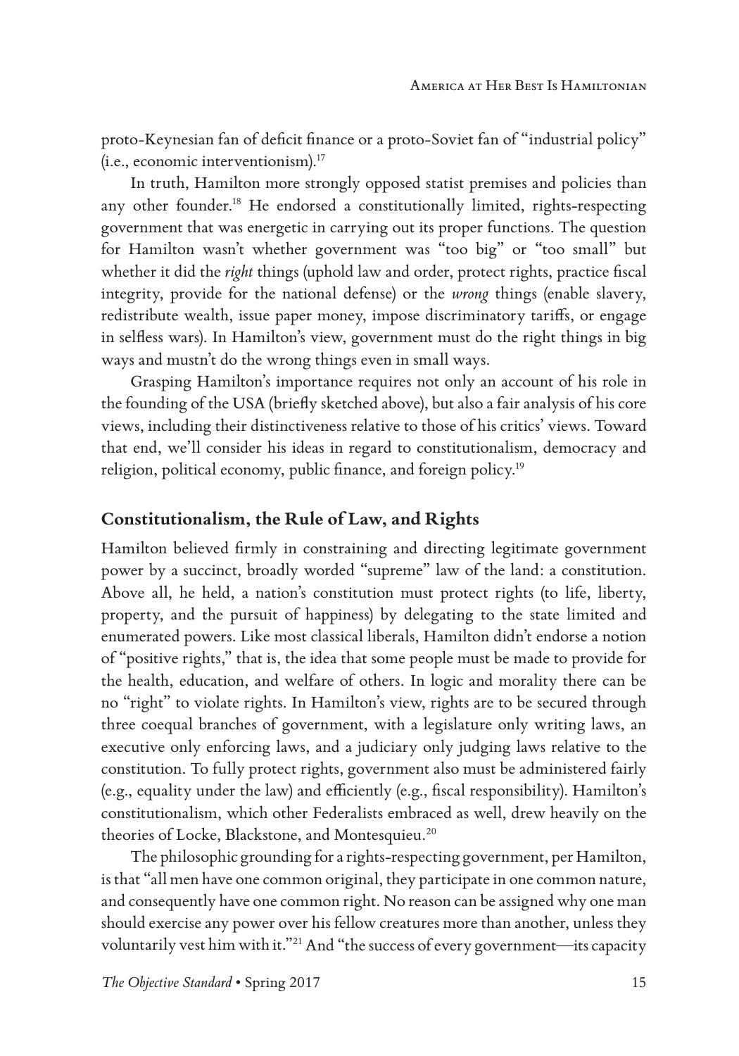proto-Keynesian fan of deficit finance or a proto-Soviet fan of "industrial policy" (i.e., economic interventionism).[17]

In truth, Hamilton more strongly opposed statist premises and policies than any other founder.[18] He endorsed a constitutionally limited, rights-respecting government that was energetic in carrying out its proper functions. The question for Hamilton wasn't whether government was "too big" or "too small" but whether it did the *right* things (uphold law and order, protect rights, practice fiscal integrity, provide for the national defense) or the *wrong* things (enable slavery, redistribute wealth, issue paper money, impose discriminatory tariffs, or engage in selfless wars). In Hamilton's view, government must do the right things in big ways and mustn't do the wrong things even in small ways.

Grasping Hamilton's importance requires not only an account of his role in the founding of the USA (briefly sketched above), but also a fair analysis of his core views, including their distinctiveness relative to those of his critics' views. Toward that end, we'll consider his ideas in regard to constitutionalism, democracy and religion, political economy, public finance, and foreign policy.[19]

## Constitutionalism, the Rule of Law, and Rights

Hamilton believed firmly in constraining and directing legitimate government power by a succinct, broadly worded "supreme" law of the land: a constitution. Above all, he held, a nation's constitution must protect rights (to life, liberty, property, and the pursuit of happiness) by delegating to the state limited and enumerated powers. Like most classical liberals, Hamilton didn't endorse a notion of "positive rights," that is, the idea that some people must be made to provide for the health, education, and welfare of others. In logic and morality there can be no "right" to violate rights. In Hamilton's view, rights are to be secured through three coequal branches of government, with a legislature only writing laws, an executive only enforcing laws, and a judiciary only judging laws relative to the constitution. To fully protect rights, government also must be administered fairly (e.g., equality under the law) and efficiently (e.g., fiscal responsibility). Hamilton's constitutionalism, which other Federalists embraced as well, drew heavily on the theories of Locke, Blackstone, and Montesquieu.[20]

The philosophic grounding for a rights-respecting government, per Hamilton, is that "all men have one common original, they participate in one common nature, and consequently have one common right. No reason can be assigned why one man should exercise any power over his fellow creatures more than another, unless they voluntarily vest him with it."[21] And "the success of every government—its capacity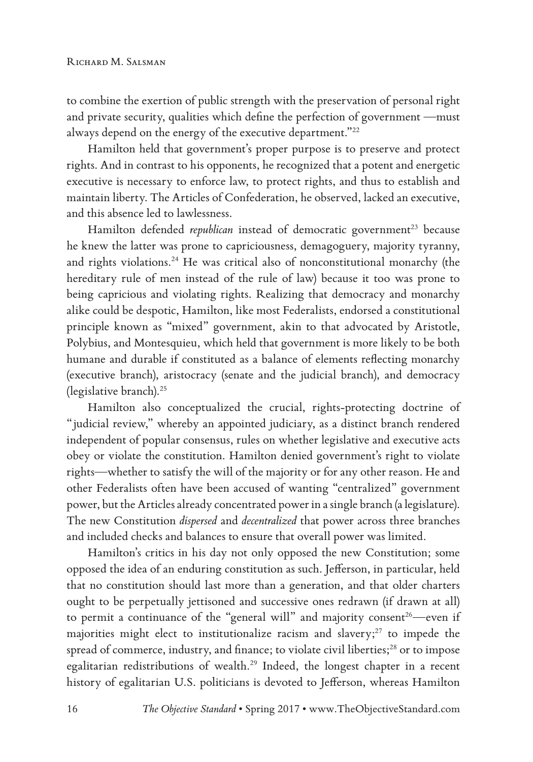to combine the exertion of public strength with the preservation of personal right and private security, qualities which define the perfection of government —must always depend on the energy of the executive department."[22]

Hamilton held that government's proper purpose is to preserve and protect rights. And in contrast to his opponents, he recognized that a potent and energetic executive is necessary to enforce law, to protect rights, and thus to establish and maintain liberty. The Articles of Confederation, he observed, lacked an executive, and this absence led to lawlessness.

Hamilton defended *republican* instead of democratic government[23] because he knew the latter was prone to capriciousness, demagoguery, majority tyranny, and rights violations.[24] He was critical also of nonconstitutional monarchy (the hereditary rule of men instead of the rule of law) because it too was prone to being capricious and violating rights. Realizing that democracy and monarchy alike could be despotic, Hamilton, like most Federalists, endorsed a constitutional principle known as "mixed" government, akin to that advocated by Aristotle, Polybius, and Montesquieu, which held that government is more likely to be both humane and durable if constituted as a balance of elements reflecting monarchy (executive branch), aristocracy (senate and the judicial branch), and democracy (legislative branch).[25]

Hamilton also conceptualized the crucial, rights-protecting doctrine of "judicial review," whereby an appointed judiciary, as a distinct branch rendered independent of popular consensus, rules on whether legislative and executive acts obey or violate the constitution. Hamilton denied government's right to violate rights—whether to satisfy the will of the majority or for any other reason. He and other Federalists often have been accused of wanting "centralized" government power, but the Articles already concentrated power in a single branch (a legislature). The new Constitution *dispersed* and *decentralized* that power across three branches and included checks and balances to ensure that overall power was limited.

Hamilton's critics in his day not only opposed the new Constitution; some opposed the idea of an enduring constitution as such. Jefferson, in particular, held that no constitution should last more than a generation, and that older charters ought to be perpetually jettisoned and successive ones redrawn (if drawn at all) to permit a continuance of the "general will" and majority consent[26]—even if majorities might elect to institutionalize racism and slavery;[27] to impede the spread of commerce, industry, and finance; to violate civil liberties;[28] or to impose egalitarian redistributions of wealth.[29] Indeed, the longest chapter in a recent history of egalitarian U.S. politicians is devoted to Jefferson, whereas Hamilton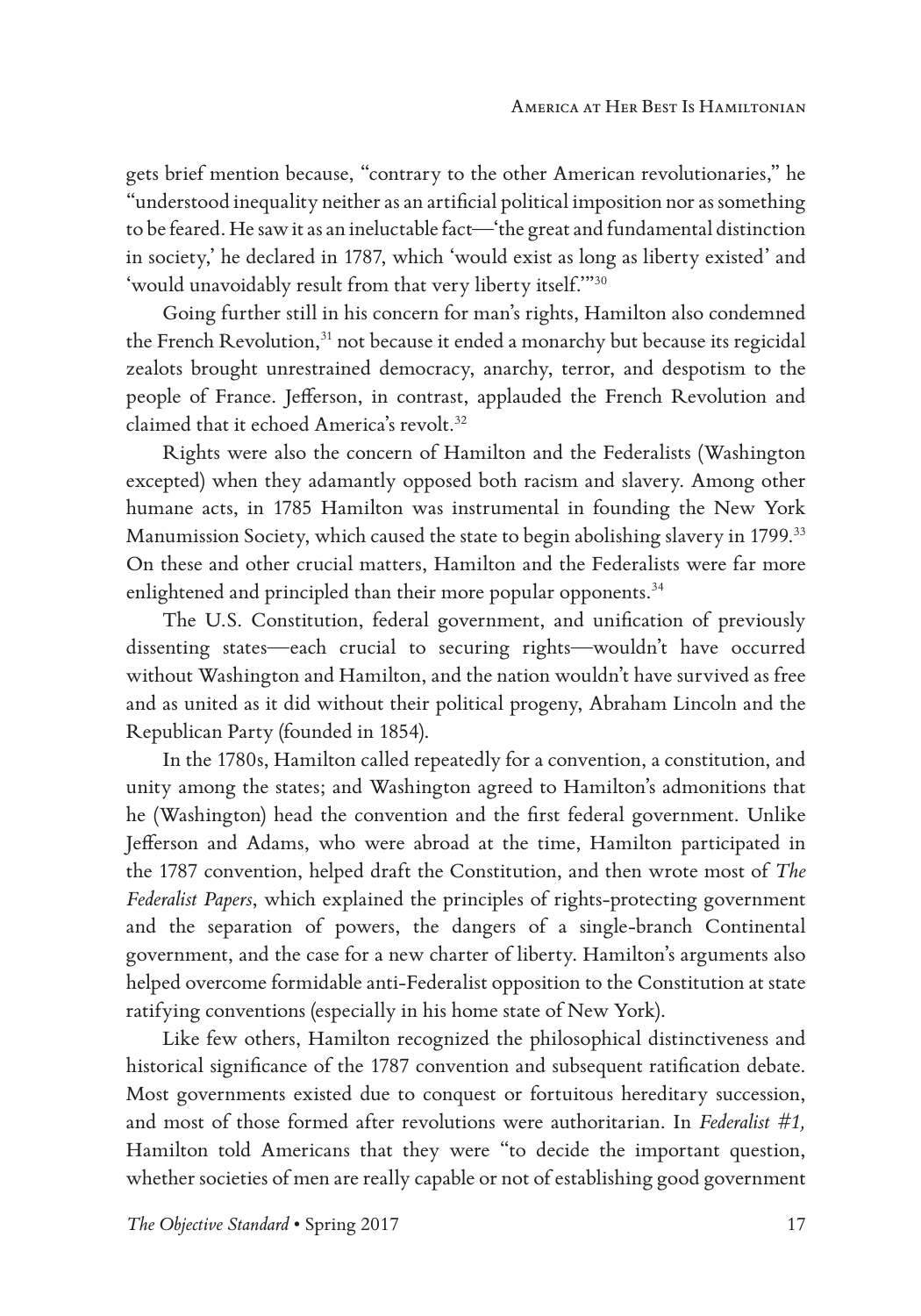gets brief mention because, "contrary to the other American revolutionaries," he "understood inequality neither as an artificial political imposition nor as something to be feared. He saw it as an ineluctable fact—'the great and fundamental distinction in society,' he declared in 1787, which 'would exist as long as liberty existed' and 'would unavoidably result from that very liberty itself.'"[30]

Going further still in his concern for man's rights, Hamilton also condemned the French Revolution,[31] not because it ended a monarchy but because its regicidal zealots brought unrestrained democracy, anarchy, terror, and despotism to the people of France. Jefferson, in contrast, applauded the French Revolution and claimed that it echoed America's revolt.[32]

Rights were also the concern of Hamilton and the Federalists (Washington excepted) when they adamantly opposed both racism and slavery. Among other humane acts, in 1785 Hamilton was instrumental in founding the New York Manumission Society, which caused the state to begin abolishing slavery in 1799.[33] On these and other crucial matters, Hamilton and the Federalists were far more enlightened and principled than their more popular opponents.[34]

The U.S. Constitution, federal government, and unification of previously dissenting states—each crucial to securing rights—wouldn't have occurred without Washington and Hamilton, and the nation wouldn't have survived as free and as united as it did without their political progeny, Abraham Lincoln and the Republican Party (founded in 1854).

In the 1780s, Hamilton called repeatedly for a convention, a constitution, and unity among the states; and Washington agreed to Hamilton's admonitions that he (Washington) head the convention and the first federal government. Unlike Jefferson and Adams, who were abroad at the time, Hamilton participated in the 1787 convention, helped draft the Constitution, and then wrote most of *The Federalist Papers*, which explained the principles of rights-protecting government and the separation of powers, the dangers of a single-branch Continental government, and the case for a new charter of liberty. Hamilton's arguments also helped overcome formidable anti-Federalist opposition to the Constitution at state ratifying conventions (especially in his home state of New York).

Like few others, Hamilton recognized the philosophical distinctiveness and historical significance of the 1787 convention and subsequent ratification debate. Most governments existed due to conquest or fortuitous hereditary succession, and most of those formed after revolutions were authoritarian. In *Federalist #1,* Hamilton told Americans that they were "to decide the important question, whether societies of men are really capable or not of establishing good government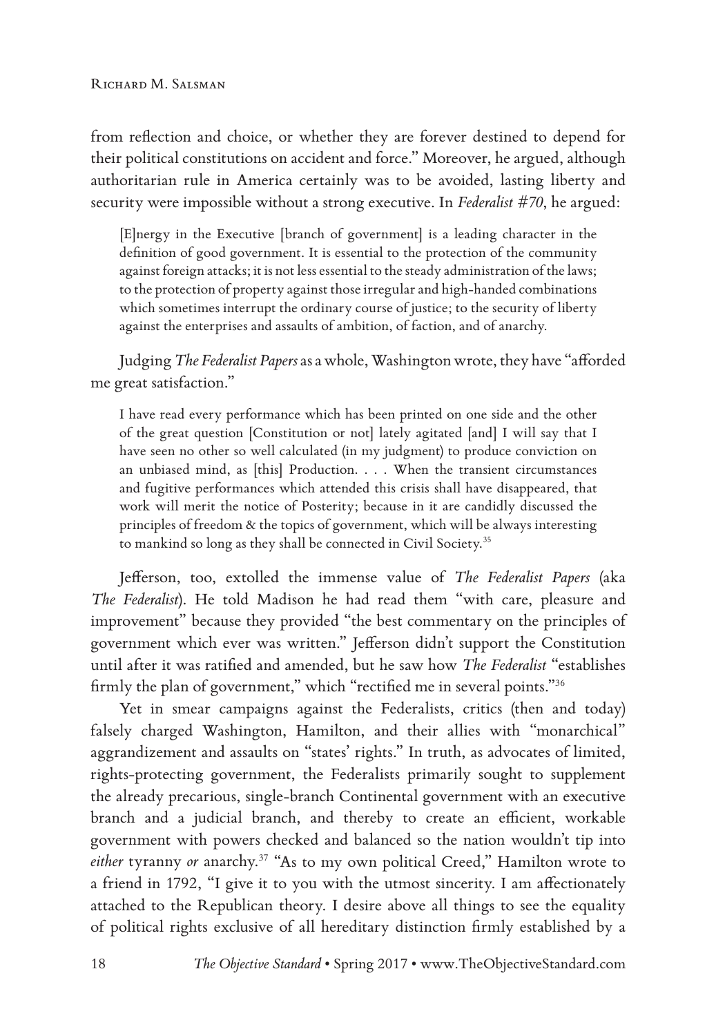from reflection and choice, or whether they are forever destined to depend for their political constitutions on accident and force." Moreover, he argued, although authoritarian rule in America certainly was to be avoided, lasting liberty and security were impossible without a strong executive. In *Federalist #70*, he argued:

> [E]nergy in the Executive [branch of government] is a leading character in the definition of good government. It is essential to the protection of the community against foreign attacks; it is not less essential to the steady administration of the laws; to the protection of property against those irregular and high-handed combinations which sometimes interrupt the ordinary course of justice; to the security of liberty against the enterprises and assaults of ambition, of faction, and of anarchy.

Judging *The Federalist Papers* as a whole, Washington wrote, they have "afforded me great satisfaction."

> I have read every performance which has been printed on one side and the other of the great question [Constitution or not] lately agitated [and] I will say that I have seen no other so well calculated (in my judgment) to produce conviction on an unbiased mind, as [this] Production. . . . When the transient circumstances and fugitive performances which attended this crisis shall have disappeared, that work will merit the notice of Posterity; because in it are candidly discussed the principles of freedom & the topics of government, which will be always interesting to mankind so long as they shall be connected in Civil Society.[35]

Jefferson, too, extolled the immense value of *The Federalist Papers* (aka *The Federalist*). He told Madison he had read them "with care, pleasure and improvement" because they provided "the best commentary on the principles of government which ever was written." Jefferson didn't support the Constitution until after it was ratified and amended, but he saw how *The Federalist* "establishes firmly the plan of government," which "rectified me in several points."[36]

Yet in smear campaigns against the Federalists, critics (then and today) falsely charged Washington, Hamilton, and their allies with "monarchical" aggrandizement and assaults on "states' rights." In truth, as advocates of limited, rights-protecting government, the Federalists primarily sought to supplement the already precarious, single-branch Continental government with an executive branch and a judicial branch, and thereby to create an efficient, workable government with powers checked and balanced so the nation wouldn't tip into *either* tyranny *or* anarchy.[37] "As to my own political Creed," Hamilton wrote to a friend in 1792, "I give it to you with the utmost sincerity. I am affectionately attached to the Republican theory. I desire above all things to see the equality of political rights exclusive of all hereditary distinction firmly established by a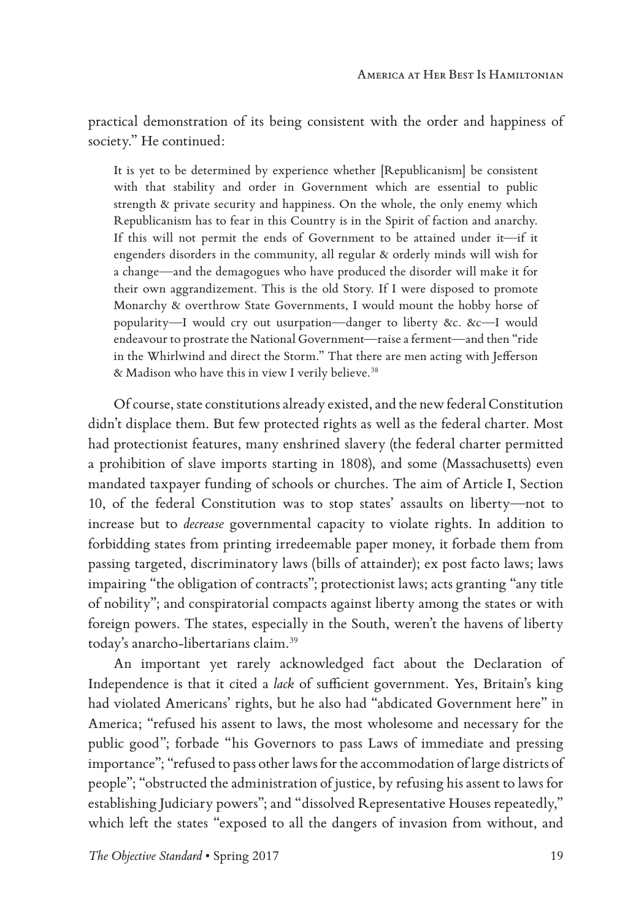practical demonstration of its being consistent with the order and happiness of society." He continued:

> It is yet to be determined by experience whether [Republicanism] be consistent with that stability and order in Government which are essential to public strength & private security and happiness. On the whole, the only enemy which Republicanism has to fear in this Country is in the Spirit of faction and anarchy. If this will not permit the ends of Government to be attained under it—if it engenders disorders in the community, all regular & orderly minds will wish for a change—and the demagogues who have produced the disorder will make it for their own aggrandizement. This is the old Story. If I were disposed to promote Monarchy & overthrow State Governments, I would mount the hobby horse of popularity—I would cry out usurpation—danger to liberty &c. &c—I would endeavour to prostrate the National Government—raise a ferment—and then "ride in the Whirlwind and direct the Storm." That there are men acting with Jefferson & Madison who have this in view I verily believe.[38]

Of course, state constitutions already existed, and the new federal Constitution didn't displace them. But few protected rights as well as the federal charter. Most had protectionist features, many enshrined slavery (the federal charter permitted a prohibition of slave imports starting in 1808), and some (Massachusetts) even mandated taxpayer funding of schools or churches. The aim of Article I, Section 10, of the federal Constitution was to stop states' assaults on liberty—not to increase but to *decrease* governmental capacity to violate rights. In addition to forbidding states from printing irredeemable paper money, it forbade them from passing targeted, discriminatory laws (bills of attainder); ex post facto laws; laws impairing "the obligation of contracts"; protectionist laws; acts granting "any title of nobility"; and conspiratorial compacts against liberty among the states or with foreign powers. The states, especially in the South, weren't the havens of liberty today's anarcho-libertarians claim.[39]

An important yet rarely acknowledged fact about the Declaration of Independence is that it cited a *lack* of sufficient government. Yes, Britain's king had violated Americans' rights, but he also had "abdicated Government here" in America; "refused his assent to laws, the most wholesome and necessary for the public good"; forbade "his Governors to pass Laws of immediate and pressing importance"; "refused to pass other laws for the accommodation of large districts of people"; "obstructed the administration of justice, by refusing his assent to laws for establishing Judiciary powers"; and "dissolved Representative Houses repeatedly," which left the states "exposed to all the dangers of invasion from without, and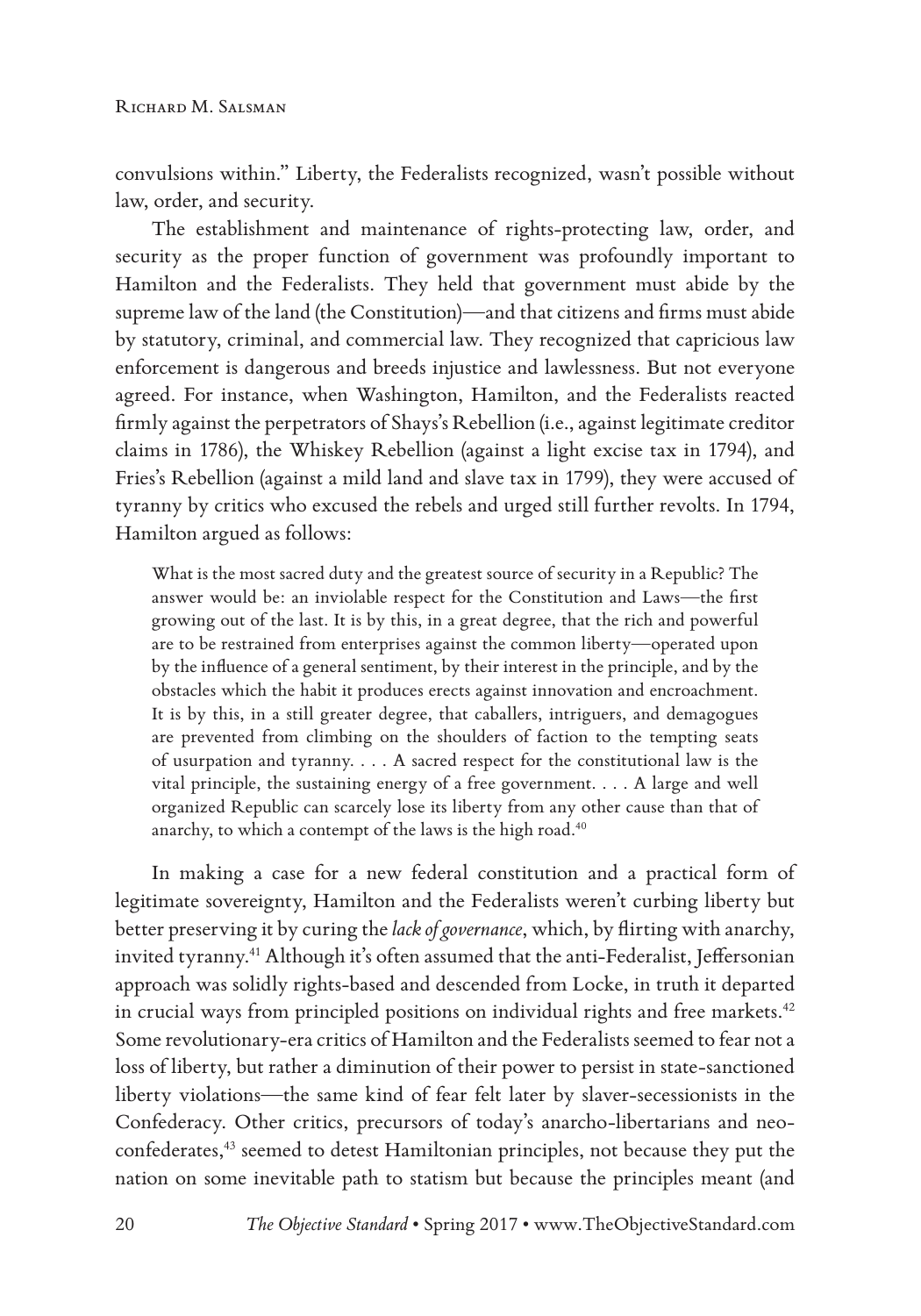convulsions within." Liberty, the Federalists recognized, wasn't possible without law, order, and security.

The establishment and maintenance of rights-protecting law, order, and security as the proper function of government was profoundly important to Hamilton and the Federalists. They held that government must abide by the supreme law of the land (the Constitution)—and that citizens and firms must abide by statutory, criminal, and commercial law. They recognized that capricious law enforcement is dangerous and breeds injustice and lawlessness. But not everyone agreed. For instance, when Washington, Hamilton, and the Federalists reacted firmly against the perpetrators of Shays's Rebellion (i.e., against legitimate creditor claims in 1786), the Whiskey Rebellion (against a light excise tax in 1794), and Fries's Rebellion (against a mild land and slave tax in 1799), they were accused of tyranny by critics who excused the rebels and urged still further revolts. In 1794, Hamilton argued as follows:

> What is the most sacred duty and the greatest source of security in a Republic? The answer would be: an inviolable respect for the Constitution and Laws—the first growing out of the last. It is by this, in a great degree, that the rich and powerful are to be restrained from enterprises against the common liberty—operated upon by the influence of a general sentiment, by their interest in the principle, and by the obstacles which the habit it produces erects against innovation and encroachment. It is by this, in a still greater degree, that caballers, intriguers, and demagogues are prevented from climbing on the shoulders of faction to the tempting seats of usurpation and tyranny. . . . A sacred respect for the constitutional law is the vital principle, the sustaining energy of a free government. . . . A large and well organized Republic can scarcely lose its liberty from any other cause than that of anarchy, to which a contempt of the laws is the high road.[40]

In making a case for a new federal constitution and a practical form of legitimate sovereignty, Hamilton and the Federalists weren't curbing liberty but better preserving it by curing the *lack of governance*, which, by flirting with anarchy, invited tyranny.[41] Although it's often assumed that the anti-Federalist, Jeffersonian approach was solidly rights-based and descended from Locke, in truth it departed in crucial ways from principled positions on individual rights and free markets.[42] Some revolutionary-era critics of Hamilton and the Federalists seemed to fear not a loss of liberty, but rather a diminution of their power to persist in state-sanctioned liberty violations—the same kind of fear felt later by slaver-secessionists in the Confederacy. Other critics, precursors of today's anarcho-libertarians and neo-confederates,[43] seemed to detest Hamiltonian principles, not because they put the nation on some inevitable path to statism but because the principles meant (and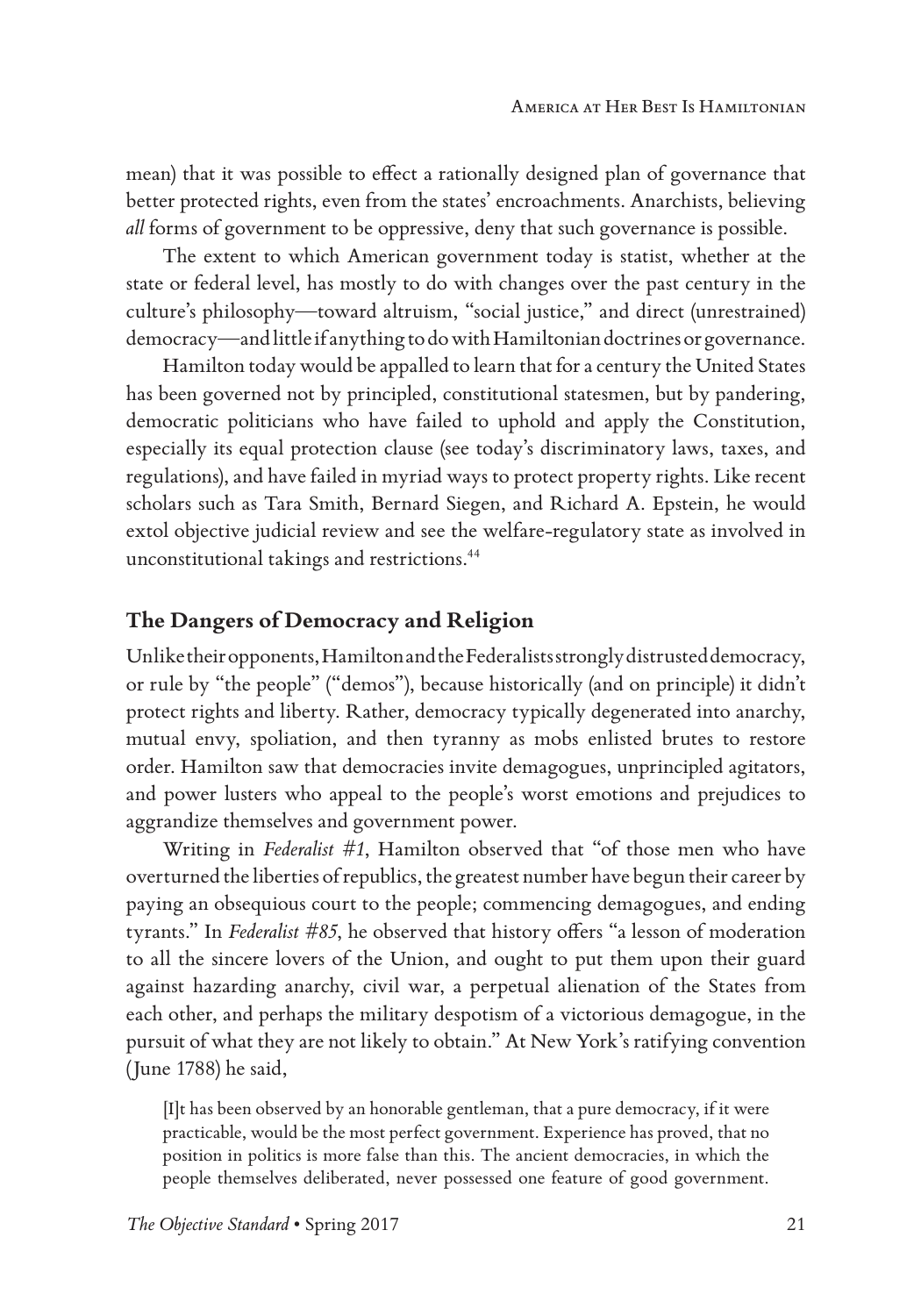mean) that it was possible to effect a rationally designed plan of governance that better protected rights, even from the states' encroachments. Anarchists, believing *all* forms of government to be oppressive, deny that such governance is possible.

The extent to which American government today is statist, whether at the state or federal level, has mostly to do with changes over the past century in the culture's philosophy—toward altruism, "social justice," and direct (unrestrained) democracy—and little if anything to do with Hamiltonian doctrines or governance.

Hamilton today would be appalled to learn that for a century the United States has been governed not by principled, constitutional statesmen, but by pandering, democratic politicians who have failed to uphold and apply the Constitution, especially its equal protection clause (see today's discriminatory laws, taxes, and regulations), and have failed in myriad ways to protect property rights. Like recent scholars such as Tara Smith, Bernard Siegen, and Richard A. Epstein, he would extol objective judicial review and see the welfare-regulatory state as involved in unconstitutional takings and restrictions.[44]

## The Dangers of Democracy and Religion

Unlike their opponents, Hamilton and the Federalists strongly distrusted democracy, or rule by "the people" ("demos"), because historically (and on principle) it didn't protect rights and liberty. Rather, democracy typically degenerated into anarchy, mutual envy, spoliation, and then tyranny as mobs enlisted brutes to restore order. Hamilton saw that democracies invite demagogues, unprincipled agitators, and power lusters who appeal to the people's worst emotions and prejudices to aggrandize themselves and government power.

Writing in *Federalist #1*, Hamilton observed that "of those men who have overturned the liberties of republics, the greatest number have begun their career by paying an obsequious court to the people; commencing demagogues, and ending tyrants." In *Federalist #85*, he observed that history offers "a lesson of moderation to all the sincere lovers of the Union, and ought to put them upon their guard against hazarding anarchy, civil war, a perpetual alienation of the States from each other, and perhaps the military despotism of a victorious demagogue, in the pursuit of what they are not likely to obtain." At New York's ratifying convention (June 1788) he said,

> [I]t has been observed by an honorable gentleman, that a pure democracy, if it were practicable, would be the most perfect government. Experience has proved, that no position in politics is more false than this. The ancient democracies, in which the people themselves deliberated, never possessed one feature of good government.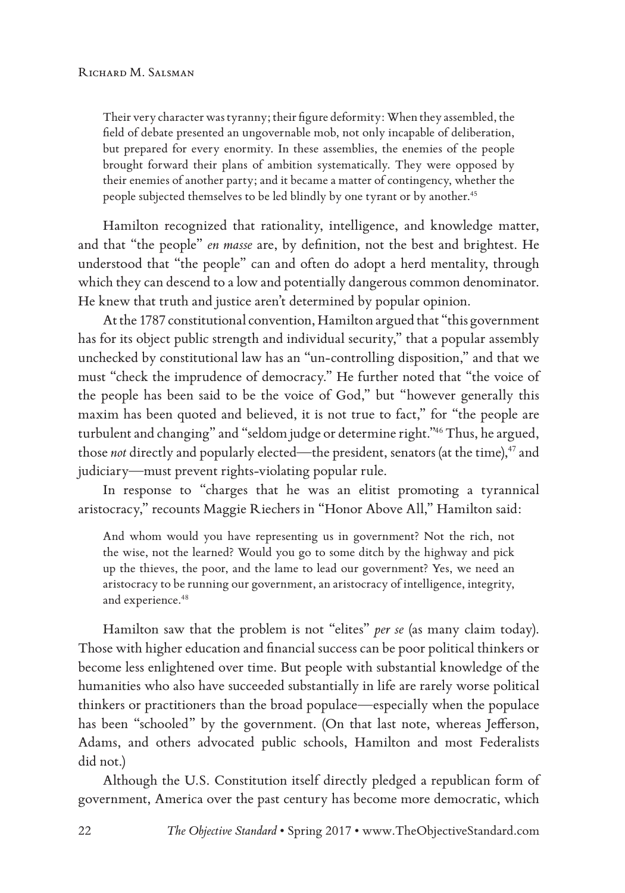> Their very character was tyranny; their figure deformity: When they assembled, the field of debate presented an ungovernable mob, not only incapable of deliberation, but prepared for every enormity. In these assemblies, the enemies of the people brought forward their plans of ambition systematically. They were opposed by their enemies of another party; and it became a matter of contingency, whether the people subjected themselves to be led blindly by one tyrant or by another.[45]

Hamilton recognized that rationality, intelligence, and knowledge matter, and that "the people" *en masse* are, by definition, not the best and brightest. He understood that "the people" can and often do adopt a herd mentality, through which they can descend to a low and potentially dangerous common denominator. He knew that truth and justice aren't determined by popular opinion.

At the 1787 constitutional convention, Hamilton argued that "this government has for its object public strength and individual security," that a popular assembly unchecked by constitutional law has an "un-controlling disposition," and that we must "check the imprudence of democracy." He further noted that "the voice of the people has been said to be the voice of God," but "however generally this maxim has been quoted and believed, it is not true to fact," for "the people are turbulent and changing" and "seldom judge or determine right."[46] Thus, he argued, those *not* directly and popularly elected—the president, senators (at the time),[47] and judiciary—must prevent rights-violating popular rule.

In response to "charges that he was an elitist promoting a tyrannical aristocracy," recounts Maggie Riechers in "Honor Above All," Hamilton said:

> And whom would you have representing us in government? Not the rich, not the wise, not the learned? Would you go to some ditch by the highway and pick up the thieves, the poor, and the lame to lead our government? Yes, we need an aristocracy to be running our government, an aristocracy of intelligence, integrity, and experience.[48]

Hamilton saw that the problem is not "elites" *per se* (as many claim today). Those with higher education and financial success can be poor political thinkers or become less enlightened over time. But people with substantial knowledge of the humanities who also have succeeded substantially in life are rarely worse political thinkers or practitioners than the broad populace—especially when the populace has been "schooled" by the government. (On that last note, whereas Jefferson, Adams, and others advocated public schools, Hamilton and most Federalists did not.)

Although the U.S. Constitution itself directly pledged a republican form of government, America over the past century has become more democratic, which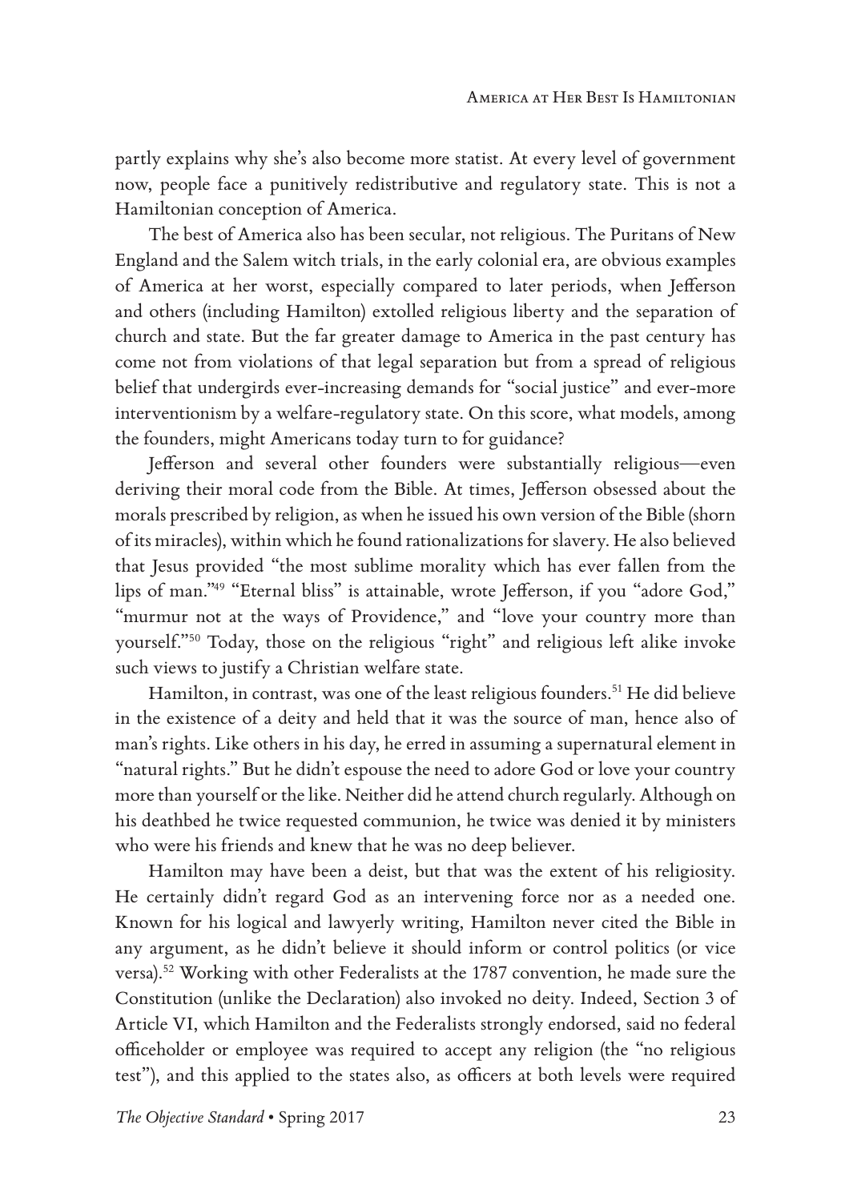partly explains why she's also become more statist. At every level of government now, people face a punitively redistributive and regulatory state. This is not a Hamiltonian conception of America.

The best of America also has been secular, not religious. The Puritans of New England and the Salem witch trials, in the early colonial era, are obvious examples of America at her worst, especially compared to later periods, when Jefferson and others (including Hamilton) extolled religious liberty and the separation of church and state. But the far greater damage to America in the past century has come not from violations of that legal separation but from a spread of religious belief that undergirds ever-increasing demands for "social justice" and ever-more interventionism by a welfare-regulatory state. On this score, what models, among the founders, might Americans today turn to for guidance?

Jefferson and several other founders were substantially religious—even deriving their moral code from the Bible. At times, Jefferson obsessed about the morals prescribed by religion, as when he issued his own version of the Bible (shorn of its miracles), within which he found rationalizations for slavery. He also believed that Jesus provided "the most sublime morality which has ever fallen from the lips of man."[49] "Eternal bliss" is attainable, wrote Jefferson, if you "adore God," "murmur not at the ways of Providence," and "love your country more than yourself."[50] Today, those on the religious "right" and religious left alike invoke such views to justify a Christian welfare state.

Hamilton, in contrast, was one of the least religious founders.[51] He did believe in the existence of a deity and held that it was the source of man, hence also of man's rights. Like others in his day, he erred in assuming a supernatural element in "natural rights." But he didn't espouse the need to adore God or love your country more than yourself or the like. Neither did he attend church regularly. Although on his deathbed he twice requested communion, he twice was denied it by ministers who were his friends and knew that he was no deep believer.

Hamilton may have been a deist, but that was the extent of his religiosity. He certainly didn't regard God as an intervening force nor as a needed one. Known for his logical and lawyerly writing, Hamilton never cited the Bible in any argument, as he didn't believe it should inform or control politics (or vice versa).[52] Working with other Federalists at the 1787 convention, he made sure the Constitution (unlike the Declaration) also invoked no deity. Indeed, Section 3 of Article VI, which Hamilton and the Federalists strongly endorsed, said no federal officeholder or employee was required to accept any religion (the "no religious test"), and this applied to the states also, as officers at both levels were required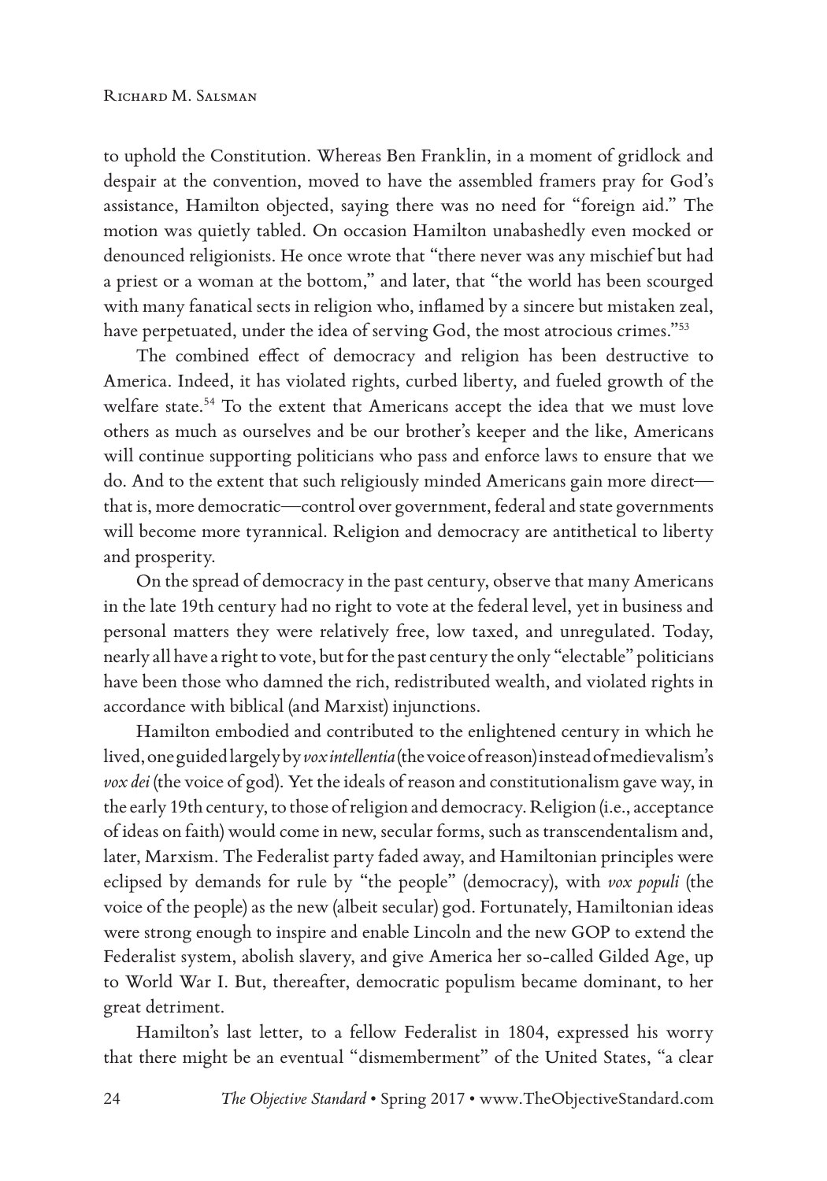to uphold the Constitution. Whereas Ben Franklin, in a moment of gridlock and despair at the convention, moved to have the assembled framers pray for God's assistance, Hamilton objected, saying there was no need for "foreign aid." The motion was quietly tabled. On occasion Hamilton unabashedly even mocked or denounced religionists. He once wrote that "there never was any mischief but had a priest or a woman at the bottom," and later, that "the world has been scourged with many fanatical sects in religion who, inflamed by a sincere but mistaken zeal, have perpetuated, under the idea of serving God, the most atrocious crimes."[53]

The combined effect of democracy and religion has been destructive to America. Indeed, it has violated rights, curbed liberty, and fueled growth of the welfare state.[54] To the extent that Americans accept the idea that we must love others as much as ourselves and be our brother's keeper and the like, Americans will continue supporting politicians who pass and enforce laws to ensure that we do. And to the extent that such religiously minded Americans gain more direct—that is, more democratic—control over government, federal and state governments will become more tyrannical. Religion and democracy are antithetical to liberty and prosperity.

On the spread of democracy in the past century, observe that many Americans in the late 19th century had no right to vote at the federal level, yet in business and personal matters they were relatively free, low taxed, and unregulated. Today, nearly all have a right to vote, but for the past century the only "electable" politicians have been those who damned the rich, redistributed wealth, and violated rights in accordance with biblical (and Marxist) injunctions.

Hamilton embodied and contributed to the enlightened century in which he lived, one guided largely by *vox intellentia* (the voice of reason) instead of medievalism's *vox dei* (the voice of god). Yet the ideals of reason and constitutionalism gave way, in the early 19th century, to those of religion and democracy. Religion (i.e., acceptance of ideas on faith) would come in new, secular forms, such as transcendentalism and, later, Marxism. The Federalist party faded away, and Hamiltonian principles were eclipsed by demands for rule by "the people" (democracy), with *vox populi* (the voice of the people) as the new (albeit secular) god. Fortunately, Hamiltonian ideas were strong enough to inspire and enable Lincoln and the new GOP to extend the Federalist system, abolish slavery, and give America her so-called Gilded Age, up to World War I. But, thereafter, democratic populism became dominant, to her great detriment.

Hamilton's last letter, to a fellow Federalist in 1804, expressed his worry that there might be an eventual "dismemberment" of the United States, "a clear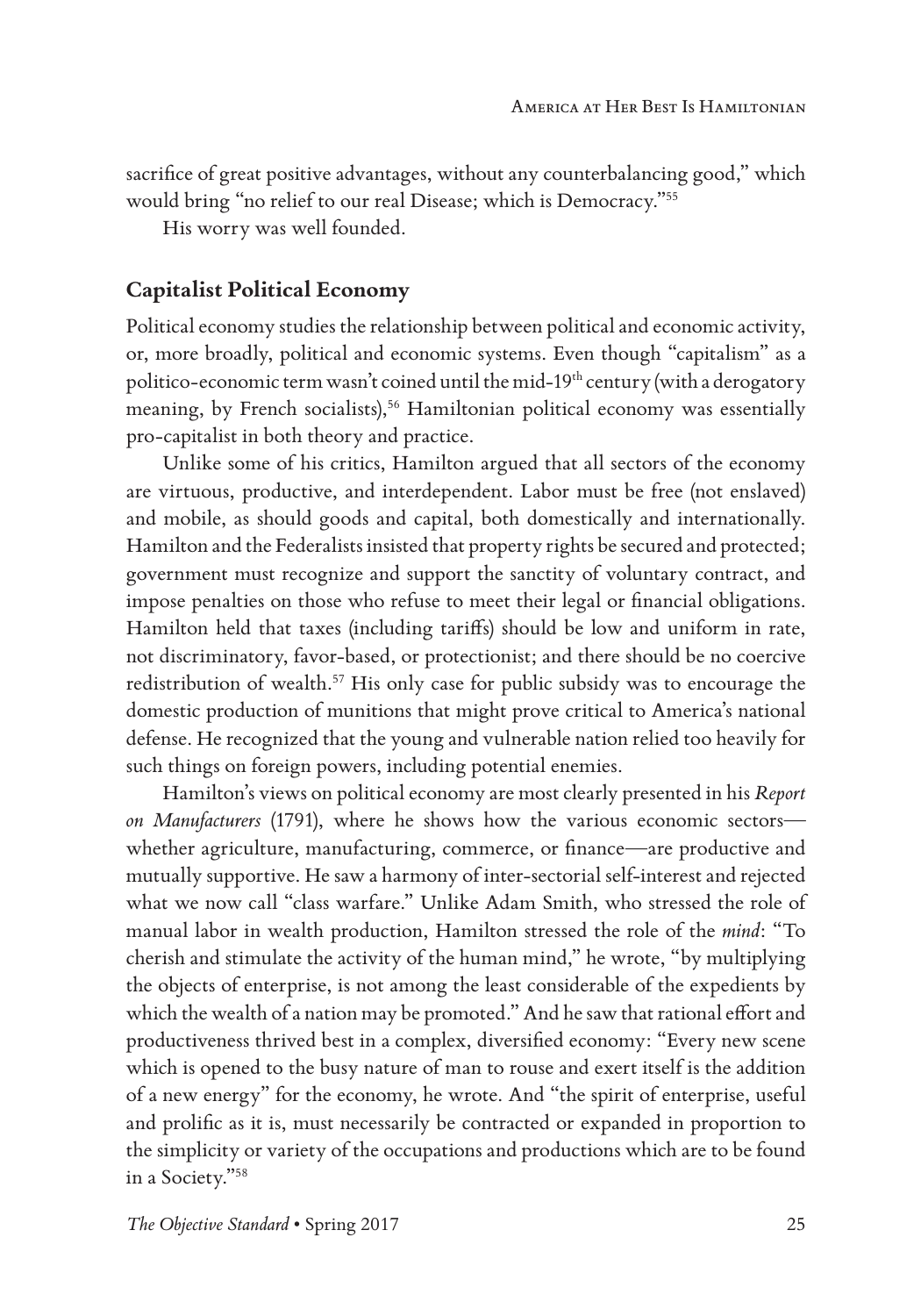sacrifice of great positive advantages, without any counterbalancing good," which would bring "no relief to our real Disease; which is Democracy."[55]

His worry was well founded.

## Capitalist Political Economy

Political economy studies the relationship between political and economic activity, or, more broadly, political and economic systems. Even though "capitalism" as a politico-economic term wasn't coined until the mid-19th century (with a derogatory meaning, by French socialists),[56] Hamiltonian political economy was essentially pro-capitalist in both theory and practice.

Unlike some of his critics, Hamilton argued that all sectors of the economy are virtuous, productive, and interdependent. Labor must be free (not enslaved) and mobile, as should goods and capital, both domestically and internationally. Hamilton and the Federalists insisted that property rights be secured and protected; government must recognize and support the sanctity of voluntary contract, and impose penalties on those who refuse to meet their legal or financial obligations. Hamilton held that taxes (including tariffs) should be low and uniform in rate, not discriminatory, favor-based, or protectionist; and there should be no coercive redistribution of wealth.[57] His only case for public subsidy was to encourage the domestic production of munitions that might prove critical to America's national defense. He recognized that the young and vulnerable nation relied too heavily for such things on foreign powers, including potential enemies.

Hamilton's views on political economy are most clearly presented in his *Report on Manufacturers* (1791), where he shows how the various economic sectors—whether agriculture, manufacturing, commerce, or finance—are productive and mutually supportive. He saw a harmony of inter-sectorial self-interest and rejected what we now call "class warfare." Unlike Adam Smith, who stressed the role of manual labor in wealth production, Hamilton stressed the role of the *mind*: "To cherish and stimulate the activity of the human mind," he wrote, "by multiplying the objects of enterprise, is not among the least considerable of the expedients by which the wealth of a nation may be promoted." And he saw that rational effort and productiveness thrived best in a complex, diversified economy: "Every new scene which is opened to the busy nature of man to rouse and exert itself is the addition of a new energy" for the economy, he wrote. And "the spirit of enterprise, useful and prolific as it is, must necessarily be contracted or expanded in proportion to the simplicity or variety of the occupations and productions which are to be found in a Society."[58]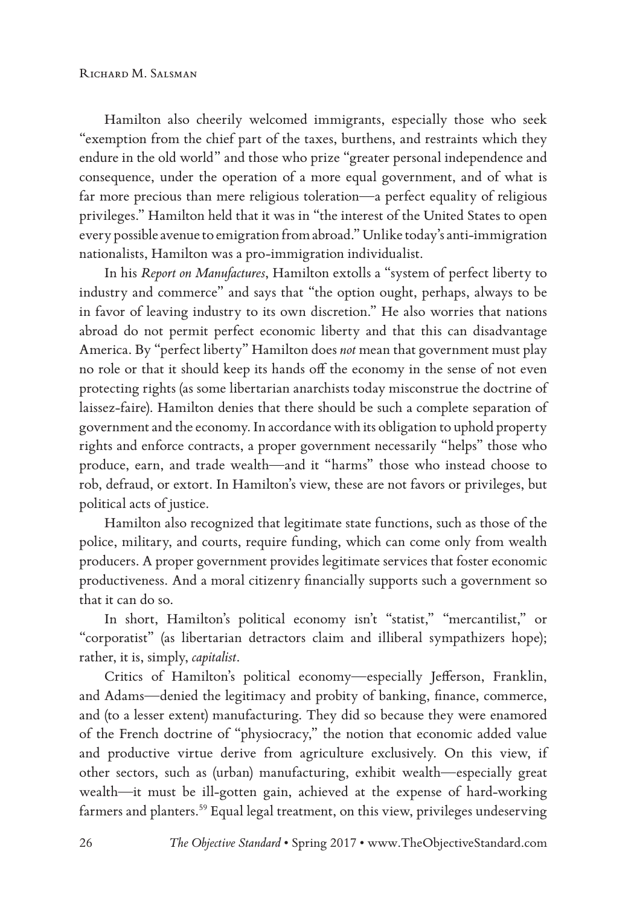Hamilton also cheerily welcomed immigrants, especially those who seek "exemption from the chief part of the taxes, burthens, and restraints which they endure in the old world" and those who prize "greater personal independence and consequence, under the operation of a more equal government, and of what is far more precious than mere religious toleration—a perfect equality of religious privileges." Hamilton held that it was in "the interest of the United States to open every possible avenue to emigration from abroad." Unlike today's anti-immigration nationalists, Hamilton was a pro-immigration individualist.

In his *Report on Manufactures*, Hamilton extolls a "system of perfect liberty to industry and commerce" and says that "the option ought, perhaps, always to be in favor of leaving industry to its own discretion." He also worries that nations abroad do not permit perfect economic liberty and that this can disadvantage America. By "perfect liberty" Hamilton does *not* mean that government must play no role or that it should keep its hands off the economy in the sense of not even protecting rights (as some libertarian anarchists today misconstrue the doctrine of laissez-faire). Hamilton denies that there should be such a complete separation of government and the economy. In accordance with its obligation to uphold property rights and enforce contracts, a proper government necessarily "helps" those who produce, earn, and trade wealth—and it "harms" those who instead choose to rob, defraud, or extort. In Hamilton's view, these are not favors or privileges, but political acts of justice.

Hamilton also recognized that legitimate state functions, such as those of the police, military, and courts, require funding, which can come only from wealth producers. A proper government provides legitimate services that foster economic productiveness. And a moral citizenry financially supports such a government so that it can do so.

In short, Hamilton's political economy isn't "statist," "mercantilist," or "corporatist" (as libertarian detractors claim and illiberal sympathizers hope); rather, it is, simply, *capitalist*.

Critics of Hamilton's political economy—especially Jefferson, Franklin, and Adams—denied the legitimacy and probity of banking, finance, commerce, and (to a lesser extent) manufacturing. They did so because they were enamored of the French doctrine of "physiocracy," the notion that economic added value and productive virtue derive from agriculture exclusively. On this view, if other sectors, such as (urban) manufacturing, exhibit wealth—especially great wealth—it must be ill-gotten gain, achieved at the expense of hard-working farmers and planters.[59] Equal legal treatment, on this view, privileges undeserving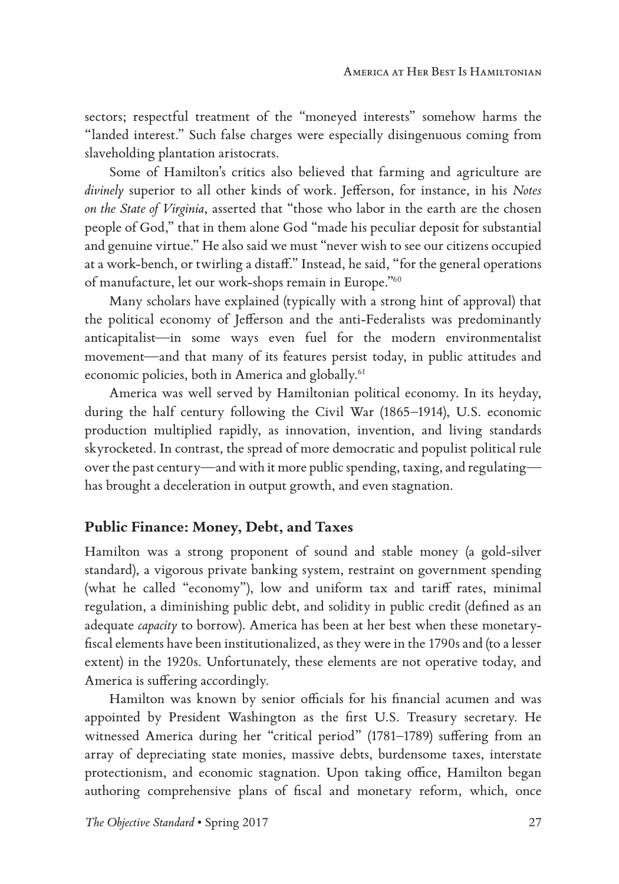sectors; respectful treatment of the "moneyed interests" somehow harms the "landed interest." Such false charges were especially disingenuous coming from slaveholding plantation aristocrats.

Some of Hamilton's critics also believed that farming and agriculture are *divinely* superior to all other kinds of work. Jefferson, for instance, in his *Notes on the State of Virginia*, asserted that "those who labor in the earth are the chosen people of God," that in them alone God "made his peculiar deposit for substantial and genuine virtue." He also said we must "never wish to see our citizens occupied at a work-bench, or twirling a distaff." Instead, he said, "for the general operations of manufacture, let our work-shops remain in Europe."[60]

Many scholars have explained (typically with a strong hint of approval) that the political economy of Jefferson and the anti-Federalists was predominantly anticapitalist—in some ways even fuel for the modern environmentalist movement—and that many of its features persist today, in public attitudes and economic policies, both in America and globally.[61]

America was well served by Hamiltonian political economy. In its heyday, during the half century following the Civil War (1865–1914), U.S. economic production multiplied rapidly, as innovation, invention, and living standards skyrocketed. In contrast, the spread of more democratic and populist political rule over the past century—and with it more public spending, taxing, and regulating—has brought a deceleration in output growth, and even stagnation.

## Public Finance: Money, Debt, and Taxes

Hamilton was a strong proponent of sound and stable money (a gold-silver standard), a vigorous private banking system, restraint on government spending (what he called "economy"), low and uniform tax and tariff rates, minimal regulation, a diminishing public debt, and solidity in public credit (defined as an adequate *capacity* to borrow). America has been at her best when these monetary-fiscal elements have been institutionalized, as they were in the 1790s and (to a lesser extent) in the 1920s. Unfortunately, these elements are not operative today, and America is suffering accordingly.

Hamilton was known by senior officials for his financial acumen and was appointed by President Washington as the first U.S. Treasury secretary. He witnessed America during her "critical period" (1781–1789) suffering from an array of depreciating state monies, massive debts, burdensome taxes, interstate protectionism, and economic stagnation. Upon taking office, Hamilton began authoring comprehensive plans of fiscal and monetary reform, which, once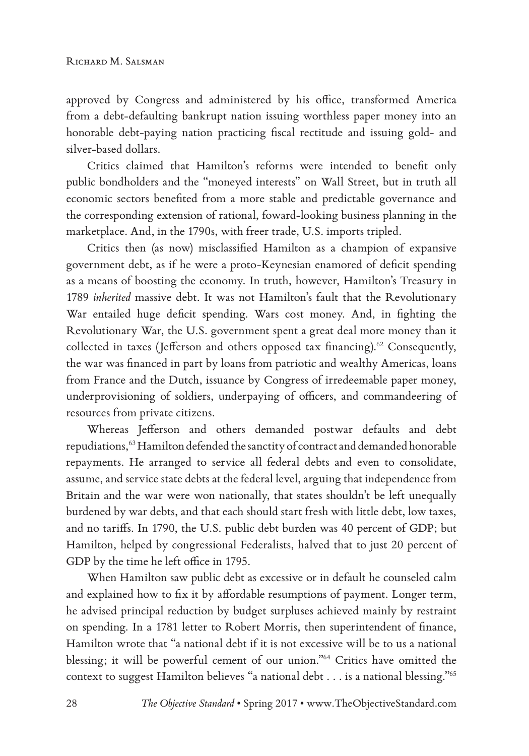approved by Congress and administered by his office, transformed America from a debt-defaulting bankrupt nation issuing worthless paper money into an honorable debt-paying nation practicing fiscal rectitude and issuing gold- and silver-based dollars.

Critics claimed that Hamilton's reforms were intended to benefit only public bondholders and the "moneyed interests" on Wall Street, but in truth all economic sectors benefited from a more stable and predictable governance and the corresponding extension of rational, foward-looking business planning in the marketplace. And, in the 1790s, with freer trade, U.S. imports tripled.

Critics then (as now) misclassified Hamilton as a champion of expansive government debt, as if he were a proto-Keynesian enamored of deficit spending as a means of boosting the economy. In truth, however, Hamilton's Treasury in 1789 *inherited* massive debt. It was not Hamilton's fault that the Revolutionary War entailed huge deficit spending. Wars cost money. And, in fighting the Revolutionary War, the U.S. government spent a great deal more money than it collected in taxes (Jefferson and others opposed tax financing).[62] Consequently, the war was financed in part by loans from patriotic and wealthy Americas, loans from France and the Dutch, issuance by Congress of irredeemable paper money, underprovisioning of soldiers, underpaying of officers, and commandeering of resources from private citizens.

Whereas Jefferson and others demanded postwar defaults and debt repudiations,[63] Hamilton defended the sanctity of contract and demanded honorable repayments. He arranged to service all federal debts and even to consolidate, assume, and service state debts at the federal level, arguing that independence from Britain and the war were won nationally, that states shouldn't be left unequally burdened by war debts, and that each should start fresh with little debt, low taxes, and no tariffs. In 1790, the U.S. public debt burden was 40 percent of GDP; but Hamilton, helped by congressional Federalists, halved that to just 20 percent of GDP by the time he left office in 1795.

When Hamilton saw public debt as excessive or in default he counseled calm and explained how to fix it by affordable resumptions of payment. Longer term, he advised principal reduction by budget surpluses achieved mainly by restraint on spending. In a 1781 letter to Robert Morris, then superintendent of finance, Hamilton wrote that "a national debt if it is not excessive will be to us a national blessing; it will be powerful cement of our union."[64] Critics have omitted the context to suggest Hamilton believes "a national debt . . . is a national blessing."[65]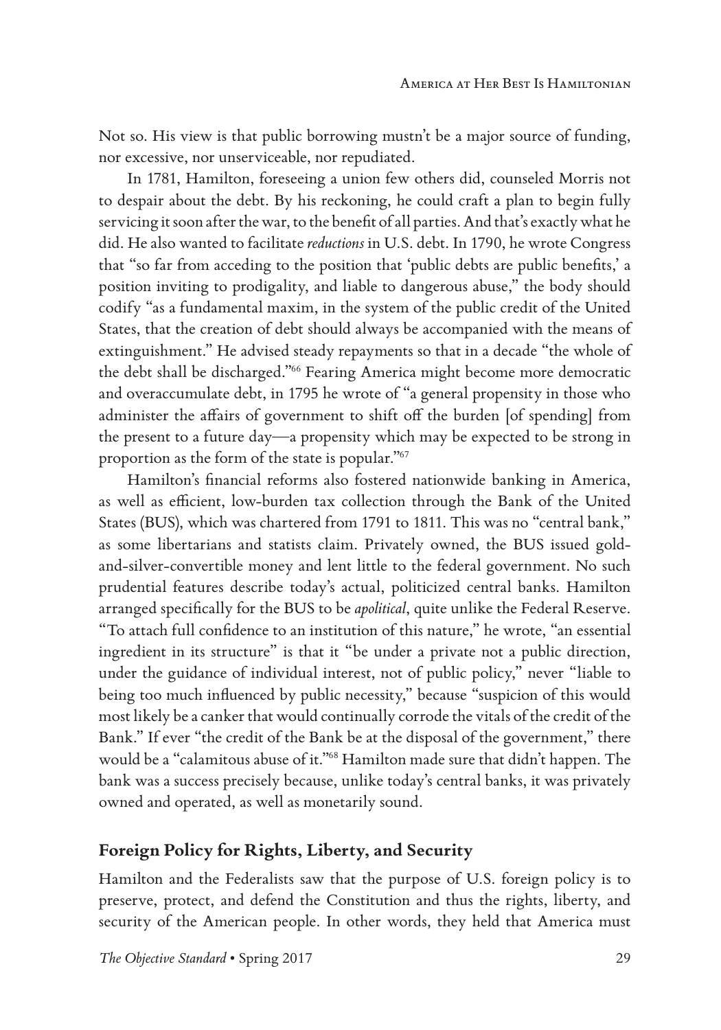Not so. His view is that public borrowing mustn't be a major source of funding, nor excessive, nor unserviceable, nor repudiated.

In 1781, Hamilton, foreseeing a union few others did, counseled Morris not to despair about the debt. By his reckoning, he could craft a plan to begin fully servicing it soon after the war, to the benefit of all parties. And that's exactly what he did. He also wanted to facilitate *reductions* in U.S. debt. In 1790, he wrote Congress that "so far from acceding to the position that 'public debts are public benefits,' a position inviting to prodigality, and liable to dangerous abuse," the body should codify "as a fundamental maxim, in the system of the public credit of the United States, that the creation of debt should always be accompanied with the means of extinguishment." He advised steady repayments so that in a decade "the whole of the debt shall be discharged."[66] Fearing America might become more democratic and overaccumulate debt, in 1795 he wrote of "a general propensity in those who administer the affairs of government to shift off the burden [of spending] from the present to a future day—a propensity which may be expected to be strong in proportion as the form of the state is popular."[67]

Hamilton's financial reforms also fostered nationwide banking in America, as well as efficient, low-burden tax collection through the Bank of the United States (BUS), which was chartered from 1791 to 1811. This was no "central bank," as some libertarians and statists claim. Privately owned, the BUS issued gold-and-silver-convertible money and lent little to the federal government. No such prudential features describe today's actual, politicized central banks. Hamilton arranged specifically for the BUS to be *apolitical*, quite unlike the Federal Reserve. "To attach full confidence to an institution of this nature," he wrote, "an essential ingredient in its structure" is that it "be under a private not a public direction, under the guidance of individual interest, not of public policy," never "liable to being too much influenced by public necessity," because "suspicion of this would most likely be a canker that would continually corrode the vitals of the credit of the Bank." If ever "the credit of the Bank be at the disposal of the government," there would be a "calamitous abuse of it."[68] Hamilton made sure that didn't happen. The bank was a success precisely because, unlike today's central banks, it was privately owned and operated, as well as monetarily sound.

## Foreign Policy for Rights, Liberty, and Security

Hamilton and the Federalists saw that the purpose of U.S. foreign policy is to preserve, protect, and defend the Constitution and thus the rights, liberty, and security of the American people. In other words, they held that America must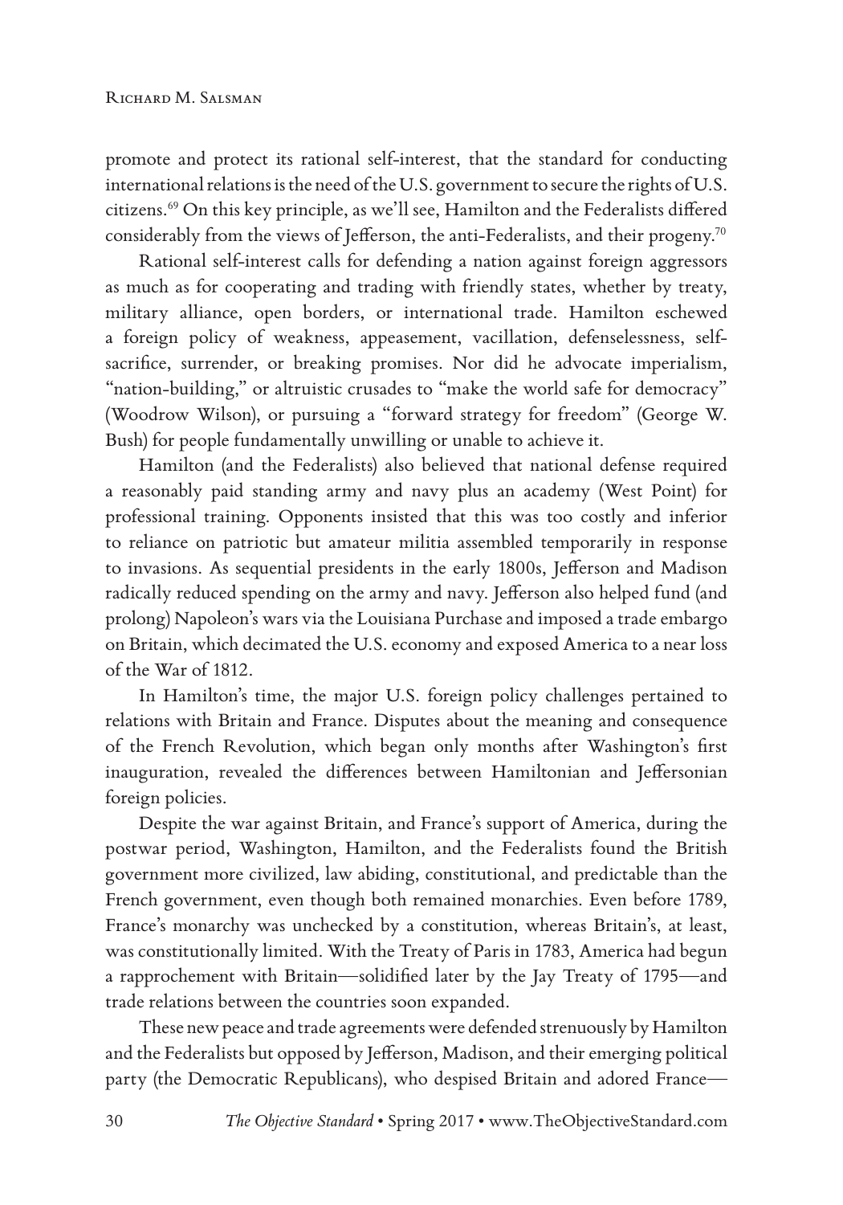promote and protect its rational self-interest, that the standard for conducting international relations is the need of the U.S. government to secure the rights of U.S. citizens.[69] On this key principle, as we'll see, Hamilton and the Federalists differed considerably from the views of Jefferson, the anti-Federalists, and their progeny.[70]

Rational self-interest calls for defending a nation against foreign aggressors as much as for cooperating and trading with friendly states, whether by treaty, military alliance, open borders, or international trade. Hamilton eschewed a foreign policy of weakness, appeasement, vacillation, defenselessness, self-sacrifice, surrender, or breaking promises. Nor did he advocate imperialism, "nation-building," or altruistic crusades to "make the world safe for democracy" (Woodrow Wilson), or pursuing a "forward strategy for freedom" (George W. Bush) for people fundamentally unwilling or unable to achieve it.

Hamilton (and the Federalists) also believed that national defense required a reasonably paid standing army and navy plus an academy (West Point) for professional training. Opponents insisted that this was too costly and inferior to reliance on patriotic but amateur militia assembled temporarily in response to invasions. As sequential presidents in the early 1800s, Jefferson and Madison radically reduced spending on the army and navy. Jefferson also helped fund (and prolong) Napoleon's wars via the Louisiana Purchase and imposed a trade embargo on Britain, which decimated the U.S. economy and exposed America to a near loss of the War of 1812.

In Hamilton's time, the major U.S. foreign policy challenges pertained to relations with Britain and France. Disputes about the meaning and consequence of the French Revolution, which began only months after Washington's first inauguration, revealed the differences between Hamiltonian and Jeffersonian foreign policies.

Despite the war against Britain, and France's support of America, during the postwar period, Washington, Hamilton, and the Federalists found the British government more civilized, law abiding, constitutional, and predictable than the French government, even though both remained monarchies. Even before 1789, France's monarchy was unchecked by a constitution, whereas Britain's, at least, was constitutionally limited. With the Treaty of Paris in 1783, America had begun a rapprochement with Britain—solidified later by the Jay Treaty of 1795—and trade relations between the countries soon expanded.

These new peace and trade agreements were defended strenuously by Hamilton and the Federalists but opposed by Jefferson, Madison, and their emerging political party (the Democratic Republicans), who despised Britain and adored France—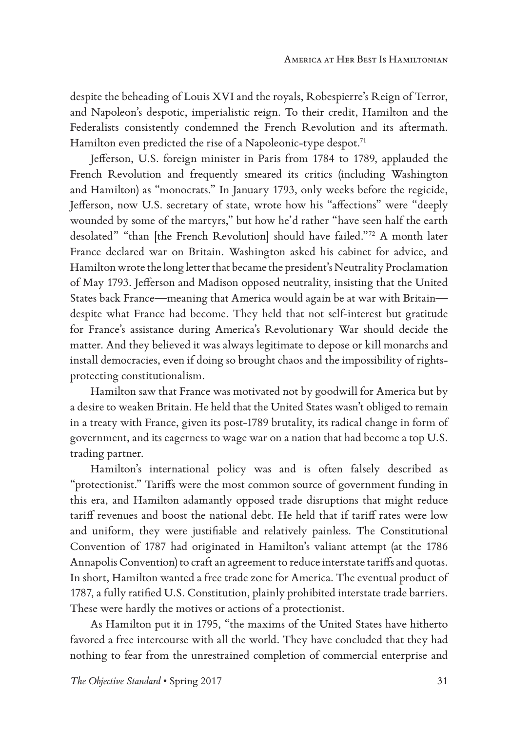despite the beheading of Louis XVI and the royals, Robespierre's Reign of Terror, and Napoleon's despotic, imperialistic reign. To their credit, Hamilton and the Federalists consistently condemned the French Revolution and its aftermath. Hamilton even predicted the rise of a Napoleonic-type despot.[71]

Jefferson, U.S. foreign minister in Paris from 1784 to 1789, applauded the French Revolution and frequently smeared its critics (including Washington and Hamilton) as "monocrats." In January 1793, only weeks before the regicide, Jefferson, now U.S. secretary of state, wrote how his "affections" were "deeply wounded by some of the martyrs," but how he'd rather "have seen half the earth desolated" "than [the French Revolution] should have failed."[72] A month later France declared war on Britain. Washington asked his cabinet for advice, and Hamilton wrote the long letter that became the president's Neutrality Proclamation of May 1793. Jefferson and Madison opposed neutrality, insisting that the United States back France—meaning that America would again be at war with Britain—despite what France had become. They held that not self-interest but gratitude for France's assistance during America's Revolutionary War should decide the matter. And they believed it was always legitimate to depose or kill monarchs and install democracies, even if doing so brought chaos and the impossibility of rights-protecting constitutionalism.

Hamilton saw that France was motivated not by goodwill for America but by a desire to weaken Britain. He held that the United States wasn't obliged to remain in a treaty with France, given its post-1789 brutality, its radical change in form of government, and its eagerness to wage war on a nation that had become a top U.S. trading partner.

Hamilton's international policy was and is often falsely described as "protectionist." Tariffs were the most common source of government funding in this era, and Hamilton adamantly opposed trade disruptions that might reduce tariff revenues and boost the national debt. He held that if tariff rates were low and uniform, they were justifiable and relatively painless. The Constitutional Convention of 1787 had originated in Hamilton's valiant attempt (at the 1786 Annapolis Convention) to craft an agreement to reduce interstate tariffs and quotas. In short, Hamilton wanted a free trade zone for America. The eventual product of 1787, a fully ratified U.S. Constitution, plainly prohibited interstate trade barriers. These were hardly the motives or actions of a protectionist.

As Hamilton put it in 1795, "the maxims of the United States have hitherto favored a free intercourse with all the world. They have concluded that they had nothing to fear from the unrestrained completion of commercial enterprise and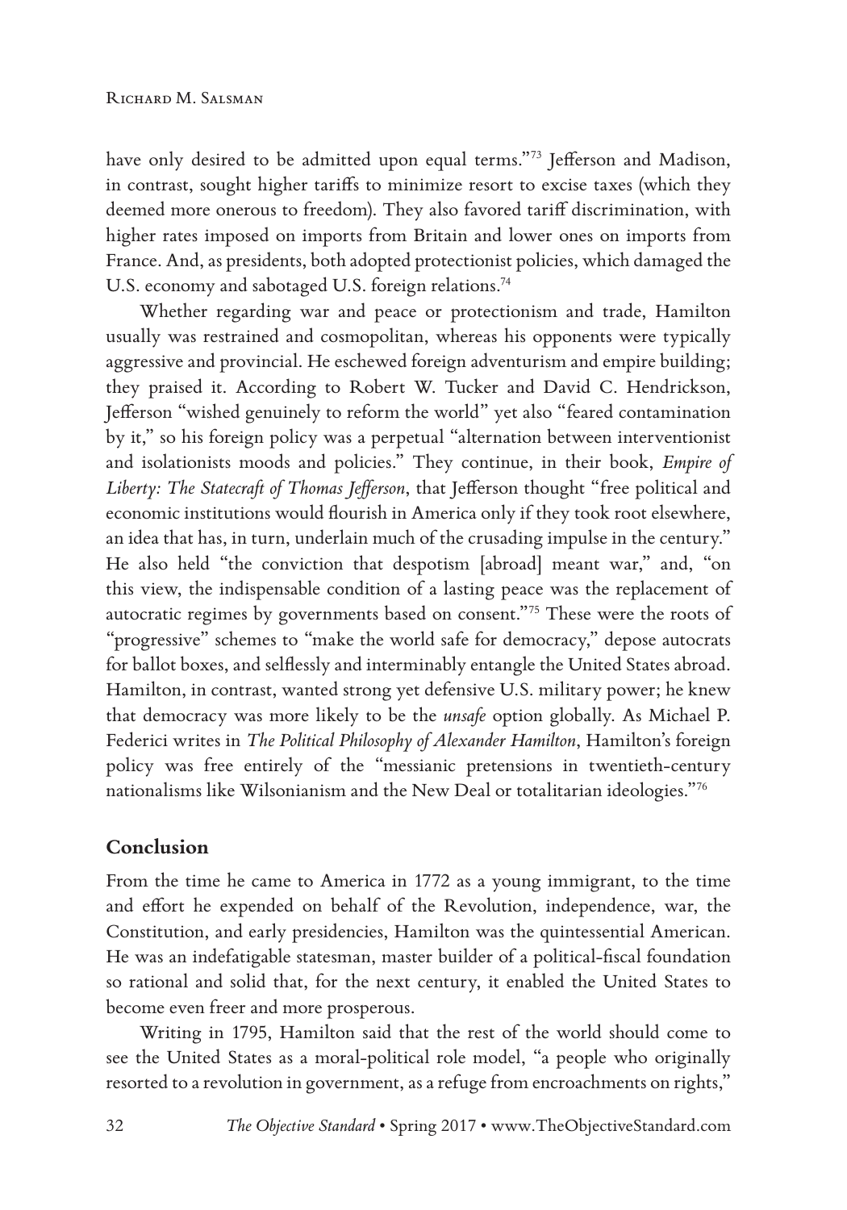have only desired to be admitted upon equal terms."[73] Jefferson and Madison, in contrast, sought higher tariffs to minimize resort to excise taxes (which they deemed more onerous to freedom). They also favored tariff discrimination, with higher rates imposed on imports from Britain and lower ones on imports from France. And, as presidents, both adopted protectionist policies, which damaged the U.S. economy and sabotaged U.S. foreign relations.[74]

Whether regarding war and peace or protectionism and trade, Hamilton usually was restrained and cosmopolitan, whereas his opponents were typically aggressive and provincial. He eschewed foreign adventurism and empire building; they praised it. According to Robert W. Tucker and David C. Hendrickson, Jefferson "wished genuinely to reform the world" yet also "feared contamination by it," so his foreign policy was a perpetual "alternation between interventionist and isolationists moods and policies." They continue, in their book, *Empire of Liberty: The Statecraft of Thomas Jefferson*, that Jefferson thought "free political and economic institutions would flourish in America only if they took root elsewhere, an idea that has, in turn, underlain much of the crusading impulse in the century." He also held "the conviction that despotism [abroad] meant war," and, "on this view, the indispensable condition of a lasting peace was the replacement of autocratic regimes by governments based on consent."[75] These were the roots of "progressive" schemes to "make the world safe for democracy," depose autocrats for ballot boxes, and selflessly and interminably entangle the United States abroad. Hamilton, in contrast, wanted strong yet defensive U.S. military power; he knew that democracy was more likely to be the *unsafe* option globally. As Michael P. Federici writes in *The Political Philosophy of Alexander Hamilton*, Hamilton's foreign policy was free entirely of the "messianic pretensions in twentieth-century nationalisms like Wilsonianism and the New Deal or totalitarian ideologies."[76]

## Conclusion

From the time he came to America in 1772 as a young immigrant, to the time and effort he expended on behalf of the Revolution, independence, war, the Constitution, and early presidencies, Hamilton was the quintessential American. He was an indefatigable statesman, master builder of a political-fiscal foundation so rational and solid that, for the next century, it enabled the United States to become even freer and more prosperous.

Writing in 1795, Hamilton said that the rest of the world should come to see the United States as a moral-political role model, "a people who originally resorted to a revolution in government, as a refuge from encroachments on rights,"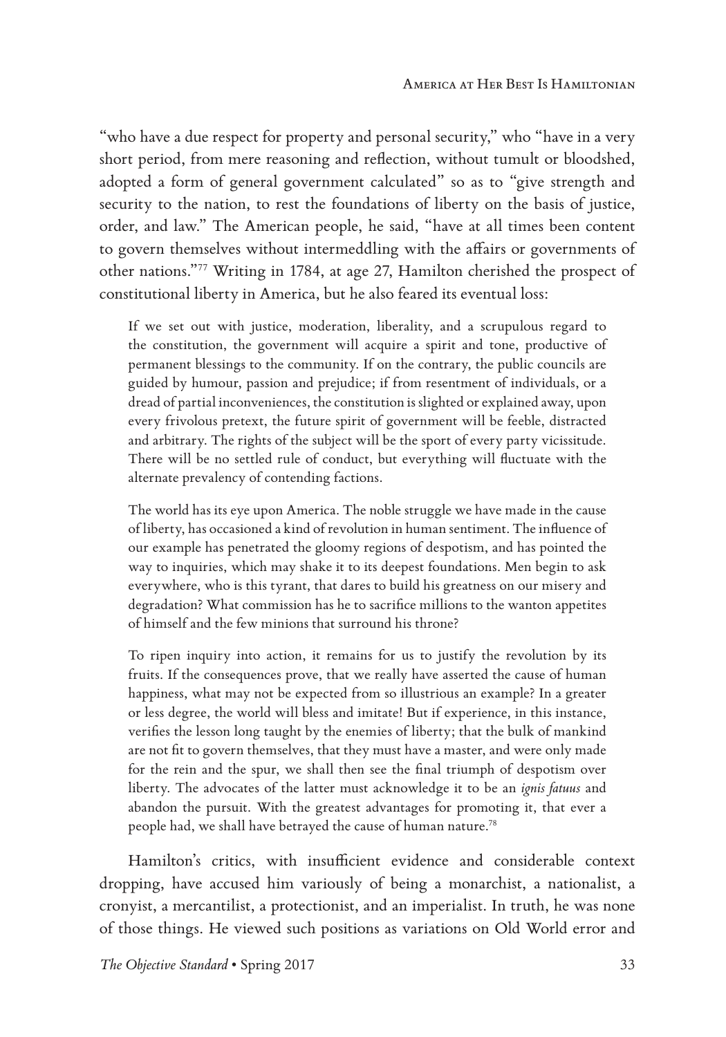"who have a due respect for property and personal security," who "have in a very short period, from mere reasoning and reflection, without tumult or bloodshed, adopted a form of general government calculated" so as to "give strength and security to the nation, to rest the foundations of liberty on the basis of justice, order, and law." The American people, he said, "have at all times been content to govern themselves without intermeddling with the affairs or governments of other nations."[77] Writing in 1784, at age 27, Hamilton cherished the prospect of constitutional liberty in America, but he also feared its eventual loss:

> If we set out with justice, moderation, liberality, and a scrupulous regard to the constitution, the government will acquire a spirit and tone, productive of permanent blessings to the community. If on the contrary, the public councils are guided by humour, passion and prejudice; if from resentment of individuals, or a dread of partial inconveniences, the constitution is slighted or explained away, upon every frivolous pretext, the future spirit of government will be feeble, distracted and arbitrary. The rights of the subject will be the sport of every party vicissitude. There will be no settled rule of conduct, but everything will fluctuate with the alternate prevalency of contending factions.
>
> The world has its eye upon America. The noble struggle we have made in the cause of liberty, has occasioned a kind of revolution in human sentiment. The influence of our example has penetrated the gloomy regions of despotism, and has pointed the way to inquiries, which may shake it to its deepest foundations. Men begin to ask everywhere, who is this tyrant, that dares to build his greatness on our misery and degradation? What commission has he to sacrifice millions to the wanton appetites of himself and the few minions that surround his throne?
>
> To ripen inquiry into action, it remains for us to justify the revolution by its fruits. If the consequences prove, that we really have asserted the cause of human happiness, what may not be expected from so illustrious an example? In a greater or less degree, the world will bless and imitate! But if experience, in this instance, verifies the lesson long taught by the enemies of liberty; that the bulk of mankind are not fit to govern themselves, that they must have a master, and were only made for the rein and the spur, we shall then see the final triumph of despotism over liberty. The advocates of the latter must acknowledge it to be an *ignis fatuus* and abandon the pursuit. With the greatest advantages for promoting it, that ever a people had, we shall have betrayed the cause of human nature.[78]

Hamilton's critics, with insufficient evidence and considerable context dropping, have accused him variously of being a monarchist, a nationalist, a cronyist, a mercantilist, a protectionist, and an imperialist. In truth, he was none of those things. He viewed such positions as variations on Old World error and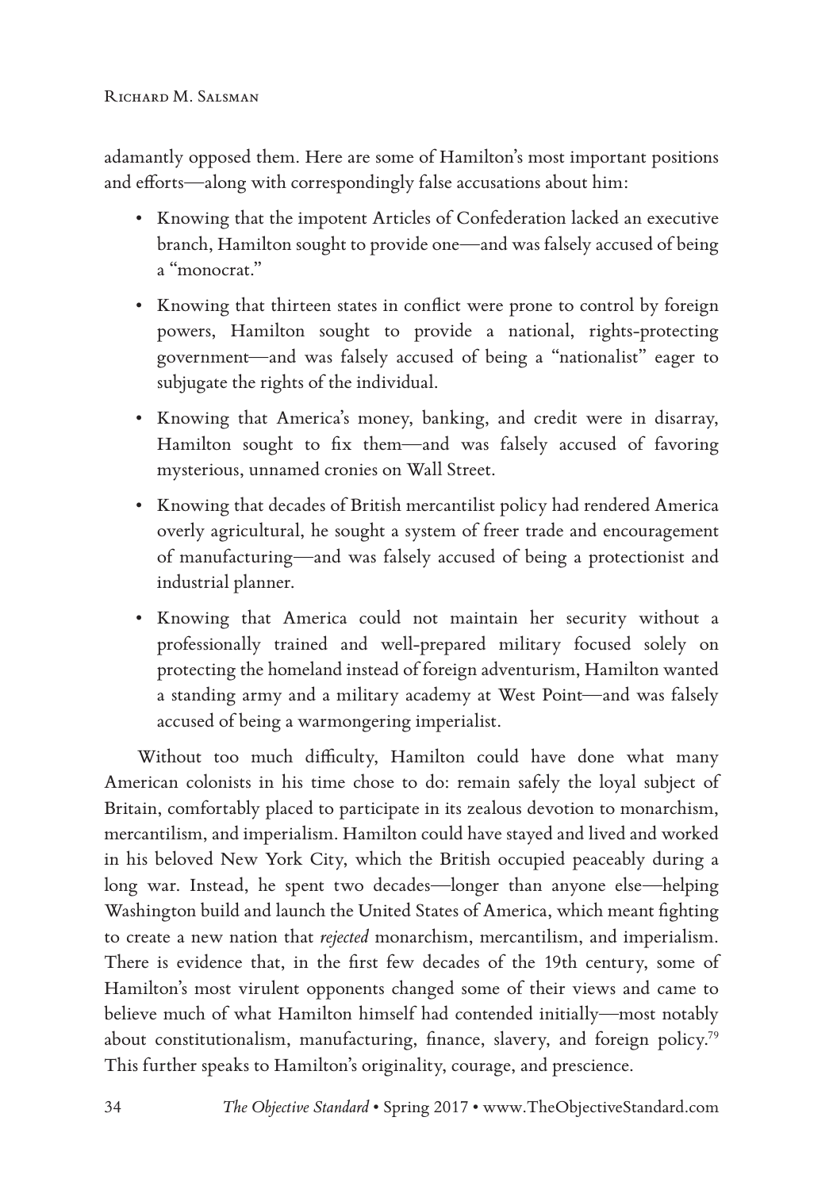adamantly opposed them. Here are some of Hamilton's most important positions and efforts—along with correspondingly false accusations about him:

- Knowing that the impotent Articles of Confederation lacked an executive branch, Hamilton sought to provide one—and was falsely accused of being a "monocrat."
- Knowing that thirteen states in conflict were prone to control by foreign powers, Hamilton sought to provide a national, rights-protecting government—and was falsely accused of being a "nationalist" eager to subjugate the rights of the individual.
- Knowing that America's money, banking, and credit were in disarray, Hamilton sought to fix them—and was falsely accused of favoring mysterious, unnamed cronies on Wall Street.
- Knowing that decades of British mercantilist policy had rendered America overly agricultural, he sought a system of freer trade and encouragement of manufacturing—and was falsely accused of being a protectionist and industrial planner.
- Knowing that America could not maintain her security without a professionally trained and well-prepared military focused solely on protecting the homeland instead of foreign adventurism, Hamilton wanted a standing army and a military academy at West Point—and was falsely accused of being a warmongering imperialist.

Without too much difficulty, Hamilton could have done what many American colonists in his time chose to do: remain safely the loyal subject of Britain, comfortably placed to participate in its zealous devotion to monarchism, mercantilism, and imperialism. Hamilton could have stayed and lived and worked in his beloved New York City, which the British occupied peaceably during a long war. Instead, he spent two decades—longer than anyone else—helping Washington build and launch the United States of America, which meant fighting to create a new nation that *rejected* monarchism, mercantilism, and imperialism. There is evidence that, in the first few decades of the 19th century, some of Hamilton's most virulent opponents changed some of their views and came to believe much of what Hamilton himself had contended initially—most notably about constitutionalism, manufacturing, finance, slavery, and foreign policy.[79] This further speaks to Hamilton's originality, courage, and prescience.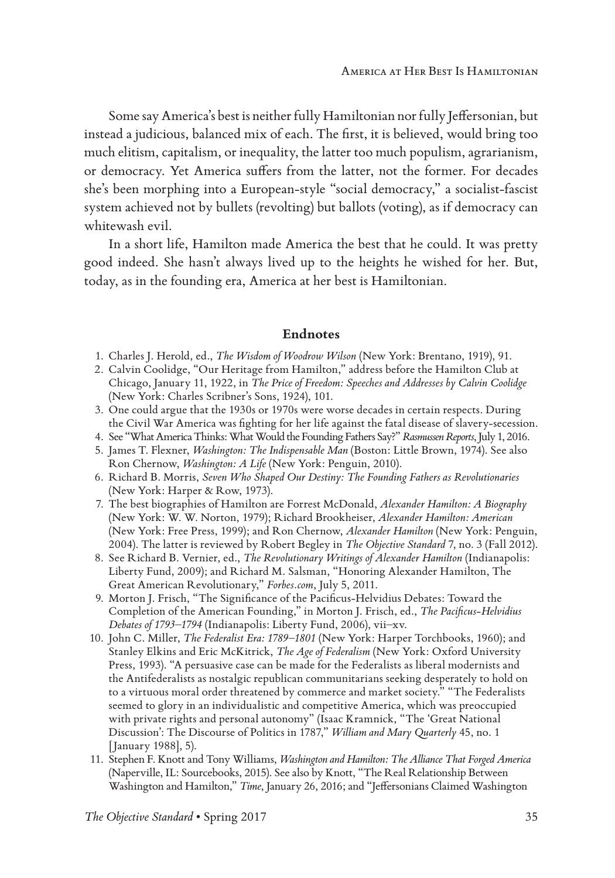Some say America's best is neither fully Hamiltonian nor fully Jeffersonian, but instead a judicious, balanced mix of each. The first, it is believed, would bring too much elitism, capitalism, or inequality, the latter too much populism, agrarianism, or democracy. Yet America suffers from the latter, not the former. For decades she's been morphing into a European-style "social democracy," a socialist-fascist system achieved not by bullets (revolting) but ballots (voting), as if democracy can whitewash evil.

In a short life, Hamilton made America the best that he could. It was pretty good indeed. She hasn't always lived up to the heights he wished for her. But, today, as in the founding era, America at her best is Hamiltonian.

## Endnotes

1. Charles J. Herold, ed., *The Wisdom of Woodrow Wilson* (New York: Brentano, 1919), 91.
2. Calvin Coolidge, "Our Heritage from Hamilton," address before the Hamilton Club at Chicago, January 11, 1922, in *The Price of Freedom: Speeches and Addresses by Calvin Coolidge* (New York: Charles Scribner's Sons, 1924), 101.
3. One could argue that the 1930s or 1970s were worse decades in certain respects. During the Civil War America was fighting for her life against the fatal disease of slavery-secession.
4. See "What America Thinks: What Would the Founding Fathers Say?" *Rasmussen Reports*, July 1, 2016.
5. James T. Flexner, *Washington: The Indispensable Man* (Boston: Little Brown, 1974). See also Ron Chernow, *Washington: A Life* (New York: Penguin, 2010).
6. Richard B. Morris, *Seven Who Shaped Our Destiny: The Founding Fathers as Revolutionaries* (New York: Harper & Row, 1973).
7. The best biographies of Hamilton are Forrest McDonald, *Alexander Hamilton: A Biography* (New York: W. W. Norton, 1979); Richard Brookheiser, *Alexander Hamilton: American* (New York: Free Press, 1999); and Ron Chernow, *Alexander Hamilton* (New York: Penguin, 2004). The latter is reviewed by Robert Begley in *The Objective Standard* 7, no. 3 (Fall 2012).
8. See Richard B. Vernier, ed., *The Revolutionary Writings of Alexander Hamilton* (Indianapolis: Liberty Fund, 2009); and Richard M. Salsman, "Honoring Alexander Hamilton, The Great American Revolutionary," *Forbes.com*, July 5, 2011.
9. Morton J. Frisch, "The Significance of the Pacificus-Helvidius Debates: Toward the Completion of the American Founding," in Morton J. Frisch, ed., *The Pacificus-Helvidius Debates of 1793–1794* (Indianapolis: Liberty Fund, 2006), vii–xv.
10. John C. Miller, *The Federalist Era: 1789–1801* (New York: Harper Torchbooks, 1960); and Stanley Elkins and Eric McKitrick, *The Age of Federalism* (New York: Oxford University Press, 1993). "A persuasive case can be made for the Federalists as liberal modernists and the Antifederalists as nostalgic republican communitarians seeking desperately to hold on to a virtuous moral order threatened by commerce and market society." "The Federalists seemed to glory in an individualistic and competitive America, which was preoccupied with private rights and personal autonomy" (Isaac Kramnick, "The 'Great National Discussion': The Discourse of Politics in 1787," *William and Mary Quarterly* 45, no. 1 [January 1988], 5).
11. Stephen F. Knott and Tony Williams, *Washington and Hamilton: The Alliance That Forged America* (Naperville, IL: Sourcebooks, 2015). See also by Knott, "The Real Relationship Between Washington and Hamilton," *Time*, January 26, 2016; and "Jeffersonians Claimed Washington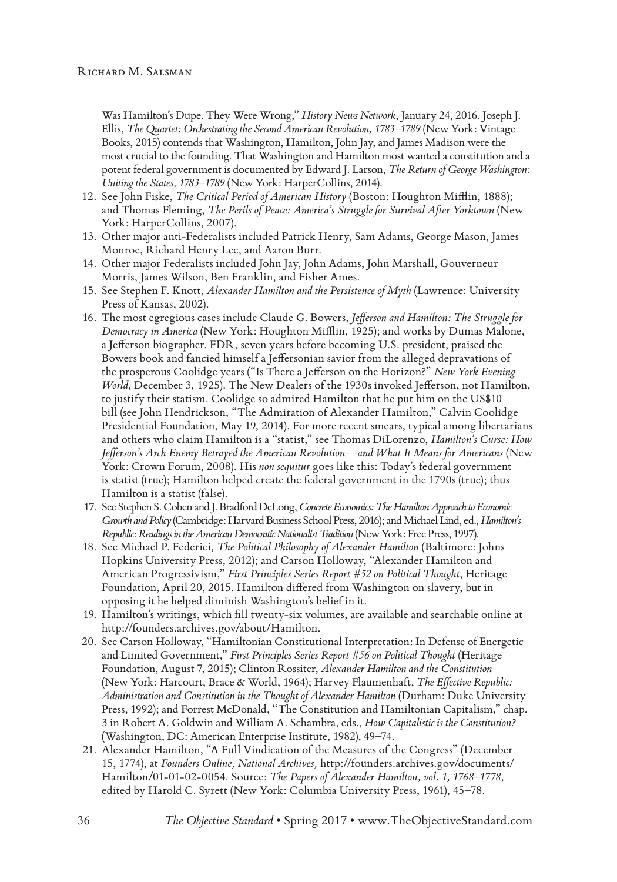Was Hamilton's Dupe. They Were Wrong," *History News Network*, January 24, 2016. Joseph J. Ellis, *The Quartet: Orchestrating the Second American Revolution, 1783–1789* (New York: Vintage Books, 2015) contends that Washington, Hamilton, John Jay, and James Madison were the most crucial to the founding. That Washington and Hamilton most wanted a constitution and a potent federal government is documented by Edward J. Larson, *The Return of George Washington: Uniting the States, 1783–1789* (New York: HarperCollins, 2014).

12. See John Fiske, *The Critical Period of American History* (Boston: Houghton Mifflin, 1888); and Thomas Fleming, *The Perils of Peace: America's Struggle for Survival After Yorktown* (New York: HarperCollins, 2007).
13. Other major anti-Federalists included Patrick Henry, Sam Adams, George Mason, James Monroe, Richard Henry Lee, and Aaron Burr.
14. Other major Federalists included John Jay, John Adams, John Marshall, Gouverneur Morris, James Wilson, Ben Franklin, and Fisher Ames.
15. See Stephen F. Knott, *Alexander Hamilton and the Persistence of Myth* (Lawrence: University Press of Kansas, 2002).
16. The most egregious cases include Claude G. Bowers, *Jefferson and Hamilton: The Struggle for Democracy in America* (New York: Houghton Mifflin, 1925); and works by Dumas Malone, a Jefferson biographer. FDR, seven years before becoming U.S. president, praised the Bowers book and fancied himself a Jeffersonian savior from the alleged depravations of the prosperous Coolidge years ("Is There a Jefferson on the Horizon?" *New York Evening World*, December 3, 1925). The New Dealers of the 1930s invoked Jefferson, not Hamilton, to justify their statism. Coolidge so admired Hamilton that he put him on the US$10 bill (see John Hendrickson, "The Admiration of Alexander Hamilton," Calvin Coolidge Presidential Foundation, May 19, 2014). For more recent smears, typical among libertarians and others who claim Hamilton is a "statist," see Thomas DiLorenzo, *Hamilton's Curse: How Jefferson's Arch Enemy Betrayed the American Revolution—and What It Means for Americans* (New York: Crown Forum, 2008). His *non sequitur* goes like this: Today's federal government is statist (true); Hamilton helped create the federal government in the 1790s (true); thus Hamilton is a statist (false).
17. See Stephen S. Cohen and J. Bradford DeLong, *Concrete Economics: The Hamilton Approach to Economic Growth and Policy* (Cambridge: Harvard Business School Press, 2016); and Michael Lind, ed., *Hamilton's Republic: Readings in the American Democratic Nationalist Tradition* (New York: Free Press, 1997).
18. See Michael P. Federici, *The Political Philosophy of Alexander Hamilton* (Baltimore: Johns Hopkins University Press, 2012); and Carson Holloway, "Alexander Hamilton and American Progressivism," *First Principles Series Report #52 on Political Thought*, Heritage Foundation, April 20, 2015. Hamilton differed from Washington on slavery, but in opposing it he helped diminish Washington's belief in it.
19. Hamilton's writings, which fill twenty-six volumes, are available and searchable online at http://founders.archives.gov/about/Hamilton.
20. See Carson Holloway, "Hamiltonian Constitutional Interpretation: In Defense of Energetic and Limited Government," *First Principles Series Report #56 on Political Thought* (Heritage Foundation, August 7, 2015); Clinton Rossiter, *Alexander Hamilton and the Constitution* (New York: Harcourt, Brace & World, 1964); Harvey Flaumenhaft, *The Effective Republic: Administration and Constitution in the Thought of Alexander Hamilton* (Durham: Duke University Press, 1992); and Forrest McDonald, "The Constitution and Hamiltonian Capitalism," chap. 3 in Robert A. Goldwin and William A. Schambra, eds., *How Capitalistic is the Constitution?* (Washington, DC: American Enterprise Institute, 1982), 49–74.
21. Alexander Hamilton, "A Full Vindication of the Measures of the Congress" (December 15, 1774), at *Founders Online, National Archives,* http://founders.archives.gov/documents/Hamilton/01-01-02-0054. Source: *The Papers of Alexander Hamilton, vol. 1, 1768–1778*, edited by Harold C. Syrett (New York: Columbia University Press, 1961), 45–78.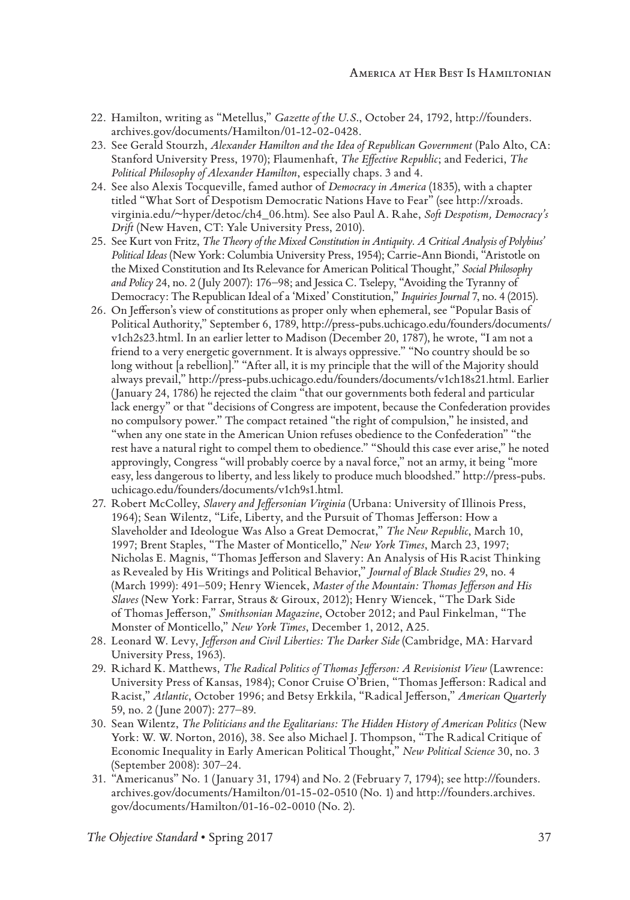22. Hamilton, writing as "Metellus," *Gazette of the U.S*., October 24, 1792, http://founders.archives.gov/documents/Hamilton/01-12-02-0428.
23. See Gerald Stourzh, *Alexander Hamilton and the Idea of Republican Government* (Palo Alto, CA: Stanford University Press, 1970); Flaumenhaft, *The Effective Republic*; and Federici, *The Political Philosophy of Alexander Hamilton*, especially chaps. 3 and 4.
24. See also Alexis Tocqueville, famed author of *Democracy in America* (1835), with a chapter titled "What Sort of Despotism Democratic Nations Have to Fear" (see http://xroads.virginia.edu/~hyper/detoc/ch4_06.htm). See also Paul A. Rahe, *Soft Despotism, Democracy's Drift* (New Haven, CT: Yale University Press, 2010).
25. See Kurt von Fritz, *The Theory of the Mixed Constitution in Antiquity. A Critical Analysis of Polybius' Political Ideas* (New York: Columbia University Press, 1954); Carrie-Ann Biondi, "Aristotle on the Mixed Constitution and Its Relevance for American Political Thought," *Social Philosophy and Policy* 24, no. 2 (July 2007): 176–98; and Jessica C. Tselepy, "Avoiding the Tyranny of Democracy: The Republican Ideal of a 'Mixed' Constitution," *Inquiries Journal* 7, no. 4 (2015).
26. On Jefferson's view of constitutions as proper only when ephemeral, see "Popular Basis of Political Authority," September 6, 1789, http://press-pubs.uchicago.edu/founders/documents/v1ch2s23.html. In an earlier letter to Madison (December 20, 1787), he wrote, "I am not a friend to a very energetic government. It is always oppressive." "No country should be so long without [a rebellion]." "After all, it is my principle that the will of the Majority should always prevail," http://press-pubs.uchicago.edu/founders/documents/v1ch18s21.html. Earlier (January 24, 1786) he rejected the claim "that our governments both federal and particular lack energy" or that "decisions of Congress are impotent, because the Confederation provides no compulsory power." The compact retained "the right of compulsion," he insisted, and "when any one state in the American Union refuses obedience to the Confederation" "the rest have a natural right to compel them to obedience." "Should this case ever arise," he noted approvingly, Congress "will probably coerce by a naval force," not an army, it being "more easy, less dangerous to liberty, and less likely to produce much bloodshed." http://press-pubs.uchicago.edu/founders/documents/v1ch9s1.html.
27. Robert McColley, *Slavery and Jeffersonian Virginia* (Urbana: University of Illinois Press, 1964); Sean Wilentz, "Life, Liberty, and the Pursuit of Thomas Jefferson: How a Slaveholder and Ideologue Was Also a Great Democrat," *The New Republic*, March 10, 1997; Brent Staples, "The Master of Monticello," *New York Times*, March 23, 1997; Nicholas E. Magnis, "Thomas Jefferson and Slavery: An Analysis of His Racist Thinking as Revealed by His Writings and Political Behavior," *Journal of Black Studies* 29, no. 4 (March 1999): 491–509; Henry Wiencek, *Master of the Mountain: Thomas Jefferson and His Slaves* (New York: Farrar, Straus & Giroux, 2012); Henry Wiencek, "The Dark Side of Thomas Jefferson," *Smithsonian Magazine*, October 2012; and Paul Finkelman, "The Monster of Monticello," *New York Times*, December 1, 2012, A25.
28. Leonard W. Levy, *Jefferson and Civil Liberties: The Darker Side* (Cambridge, MA: Harvard University Press, 1963).
29. Richard K. Matthews, *The Radical Politics of Thomas Jefferson: A Revisionist View* (Lawrence: University Press of Kansas, 1984); Conor Cruise O'Brien, "Thomas Jefferson: Radical and Racist," *Atlantic*, October 1996; and Betsy Erkkila, "Radical Jefferson," *American Quarterly* 59, no. 2 (June 2007): 277–89.
30. Sean Wilentz, *The Politicians and the Egalitarians: The Hidden History of American Politics* (New York: W. W. Norton, 2016), 38. See also Michael J. Thompson, "The Radical Critique of Economic Inequality in Early American Political Thought," *New Political Science* 30, no. 3 (September 2008): 307–24.
31. "Americanus" No. 1 (January 31, 1794) and No. 2 (February 7, 1794); see http://founders.archives.gov/documents/Hamilton/01-15-02-0510 (No. 1) and http://founders.archives.gov/documents/Hamilton/01-16-02-0010 (No. 2).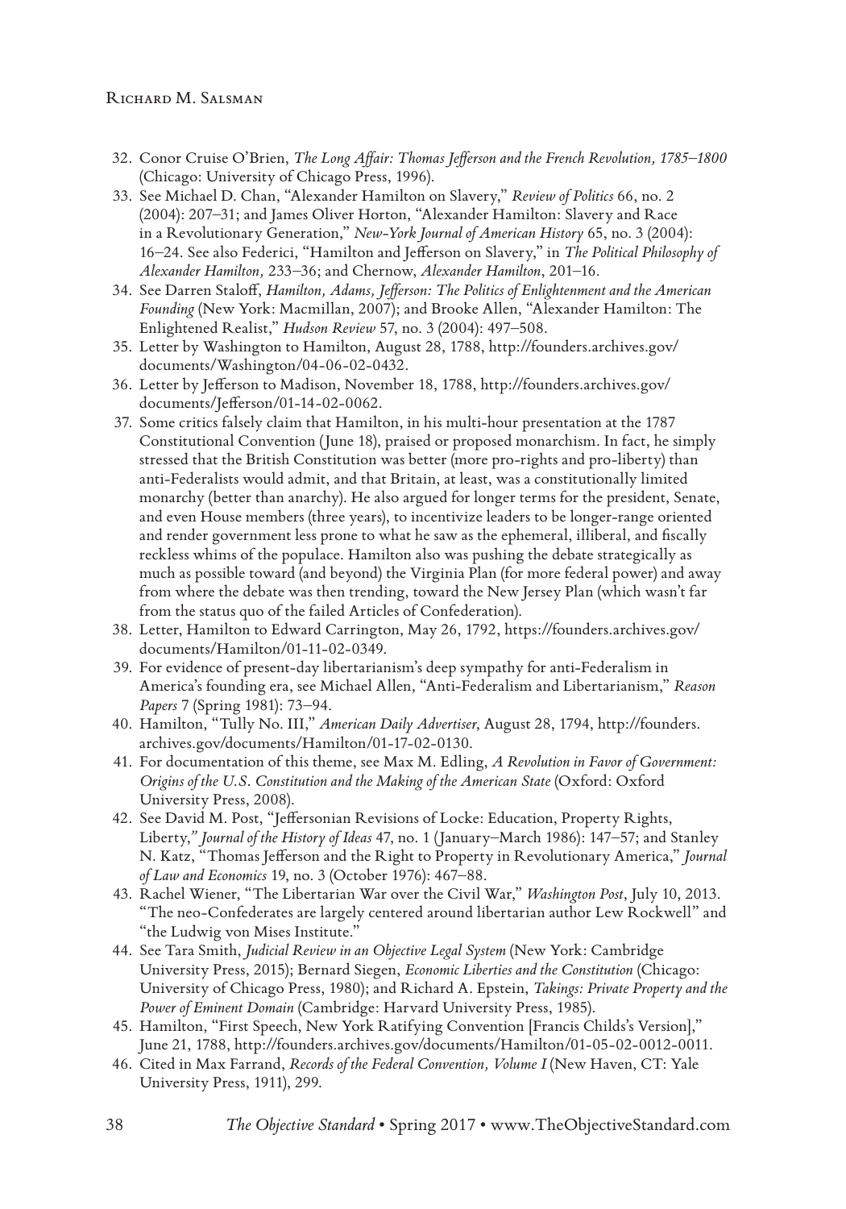32. Conor Cruise O'Brien, *The Long Affair: Thomas Jefferson and the French Revolution, 1785–1800* (Chicago: University of Chicago Press, 1996).
33. See Michael D. Chan, "Alexander Hamilton on Slavery," *Review of Politics* 66, no. 2 (2004): 207–31; and James Oliver Horton, "Alexander Hamilton: Slavery and Race in a Revolutionary Generation," *New-York Journal of American History* 65, no. 3 (2004): 16–24. See also Federici, "Hamilton and Jefferson on Slavery," in *The Political Philosophy of Alexander Hamilton,* 233–36; and Chernow, *Alexander Hamilton*, 201–16.
34. See Darren Staloff, *Hamilton, Adams, Jefferson: The Politics of Enlightenment and the American Founding* (New York: Macmillan, 2007); and Brooke Allen, "Alexander Hamilton: The Enlightened Realist," *Hudson Review* 57, no. 3 (2004): 497–508.
35. Letter by Washington to Hamilton, August 28, 1788, http://founders.archives.gov/documents/Washington/04-06-02-0432.
36. Letter by Jefferson to Madison, November 18, 1788, http://founders.archives.gov/documents/Jefferson/01-14-02-0062.
37. Some critics falsely claim that Hamilton, in his multi-hour presentation at the 1787 Constitutional Convention (June 18), praised or proposed monarchism. In fact, he simply stressed that the British Constitution was better (more pro-rights and pro-liberty) than anti-Federalists would admit, and that Britain, at least, was a constitutionally limited monarchy (better than anarchy). He also argued for longer terms for the president, Senate, and even House members (three years), to incentivize leaders to be longer-range oriented and render government less prone to what he saw as the ephemeral, illiberal, and fiscally reckless whims of the populace. Hamilton also was pushing the debate strategically as much as possible toward (and beyond) the Virginia Plan (for more federal power) and away from where the debate was then trending, toward the New Jersey Plan (which wasn't far from the status quo of the failed Articles of Confederation).
38. Letter, Hamilton to Edward Carrington, May 26, 1792, https://founders.archives.gov/documents/Hamilton/01-11-02-0349.
39. For evidence of present-day libertarianism's deep sympathy for anti-Federalism in America's founding era, see Michael Allen, "Anti-Federalism and Libertarianism," *Reason Papers* 7 (Spring 1981): 73–94.
40. Hamilton, "Tully No. III," *American Daily Advertiser*, August 28, 1794, http://founders.archives.gov/documents/Hamilton/01-17-02-0130.
41. For documentation of this theme, see Max M. Edling, *A Revolution in Favor of Government: Origins of the U.S. Constitution and the Making of the American State* (Oxford: Oxford University Press, 2008).
42. See David M. Post, "Jeffersonian Revisions of Locke: Education, Property Rights, Liberty," *Journal of the History of Ideas* 47, no. 1 (January–March 1986): 147–57; and Stanley N. Katz, "Thomas Jefferson and the Right to Property in Revolutionary America," *Journal of Law and Economics* 19, no. 3 (October 1976): 467–88.
43. Rachel Wiener, "The Libertarian War over the Civil War," *Washington Post*, July 10, 2013. "The neo-Confederates are largely centered around libertarian author Lew Rockwell" and "the Ludwig von Mises Institute."
44. See Tara Smith, *Judicial Review in an Objective Legal System* (New York: Cambridge University Press, 2015); Bernard Siegen, *Economic Liberties and the Constitution* (Chicago: University of Chicago Press, 1980); and Richard A. Epstein, *Takings: Private Property and the Power of Eminent Domain* (Cambridge: Harvard University Press, 1985).
45. Hamilton, "First Speech, New York Ratifying Convention [Francis Childs's Version]," June 21, 1788, http://founders.archives.gov/documents/Hamilton/01-05-02-0012-0011.
46. Cited in Max Farrand, *Records of the Federal Convention, Volume I* (New Haven, CT: Yale University Press, 1911), 299.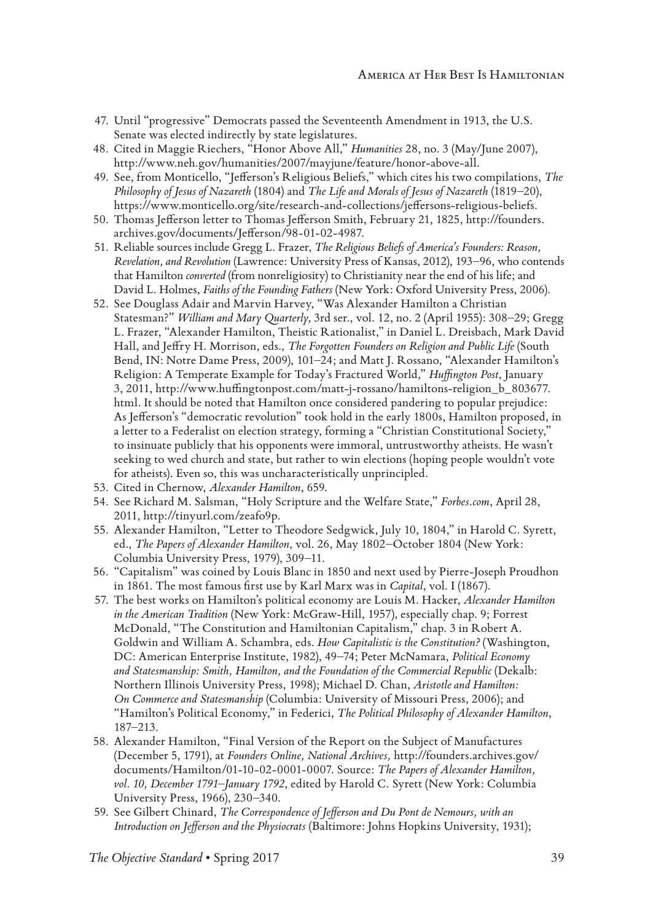47. Until "progressive" Democrats passed the Seventeenth Amendment in 1913, the U.S. Senate was elected indirectly by state legislatures.
48. Cited in Maggie Riechers, "Honor Above All," *Humanities* 28, no. 3 (May/June 2007), http://www.neh.gov/humanities/2007/mayjune/feature/honor-above-all.
49. See, from Monticello, "Jefferson's Religious Beliefs," which cites his two compilations, *The Philosophy of Jesus of Nazareth* (1804) and *The Life and Morals of Jesus of Nazareth* (1819–20), https://www.monticello.org/site/research-and-collections/jeffersons-religious-beliefs.
50. Thomas Jefferson letter to Thomas Jefferson Smith, February 21, 1825, http://founders.archives.gov/documents/Jefferson/98-01-02-4987.
51. Reliable sources include Gregg L. Frazer, *The Religious Beliefs of America's Founders: Reason, Revelation, and Revolution* (Lawrence: University Press of Kansas, 2012), 193–96, who contends that Hamilton *converted* (from nonreligiosity) to Christianity near the end of his life; and David L. Holmes, *Faiths of the Founding Fathers* (New York: Oxford University Press, 2006).
52. See Douglass Adair and Marvin Harvey, "Was Alexander Hamilton a Christian Statesman?" *William and Mary Quarterly*, 3rd ser., vol. 12, no. 2 (April 1955): 308–29; Gregg L. Frazer, "Alexander Hamilton, Theistic Rationalist," in Daniel L. Dreisbach, Mark David Hall, and Jeffry H. Morrison, eds., *The Forgotten Founders on Religion and Public Life* (South Bend, IN: Notre Dame Press, 2009), 101–24; and Matt J. Rossano, "Alexander Hamilton's Religion: A Temperate Example for Today's Fractured World," *Huffington Post*, January 3, 2011, http://www.huffingtonpost.com/matt-j-rossano/hamiltons-religion_b_803677.html. It should be noted that Hamilton once considered pandering to popular prejudice: As Jefferson's "democratic revolution" took hold in the early 1800s, Hamilton proposed, in a letter to a Federalist on election strategy, forming a "Christian Constitutional Society," to insinuate publicly that his opponents were immoral, untrustworthy atheists. He wasn't seeking to wed church and state, but rather to win elections (hoping people wouldn't vote for atheists). Even so, this was uncharacteristically unprincipled.
53. Cited in Chernow, *Alexander Hamilton*, 659.
54. See Richard M. Salsman, "Holy Scripture and the Welfare State," *Forbes.com*, April 28, 2011, http://tinyurl.com/zeafo9p.
55. Alexander Hamilton, "Letter to Theodore Sedgwick, July 10, 1804," in Harold C. Syrett, ed., *The Papers of Alexander Hamilton*, vol. 26, May 1802–October 1804 (New York: Columbia University Press, 1979), 309–11.
56. "Capitalism" was coined by Louis Blanc in 1850 and next used by Pierre-Joseph Proudhon in 1861. The most famous first use by Karl Marx was in *Capital*, vol. I (1867).
57. The best works on Hamilton's political economy are Louis M. Hacker, *Alexander Hamilton in the American Tradition* (New York: McGraw-Hill, 1957), especially chap. 9; Forrest McDonald, "The Constitution and Hamiltonian Capitalism," chap. 3 in Robert A. Goldwin and William A. Schambra, eds. *How Capitalistic is the Constitution?* (Washington, DC: American Enterprise Institute, 1982), 49–74; Peter McNamara, *Political Economy and Statesmanship: Smith, Hamilton, and the Foundation of the Commercial Republic* (Dekalb: Northern Illinois University Press, 1998); Michael D. Chan, *Aristotle and Hamilton: On Commerce and Statesmanship* (Columbia: University of Missouri Press, 2006); and "Hamilton's Political Economy," in Federici, *The Political Philosophy of Alexander Hamilton*, 187–213.
58. Alexander Hamilton, "Final Version of the Report on the Subject of Manufactures (December 5, 1791), at *Founders Online, National Archives,* http://founders.archives.gov/documents/Hamilton/01-10-02-0001-0007. Source: *The Papers of Alexander Hamilton, vol. 10, December 1791–January 1792*, edited by Harold C. Syrett (New York: Columbia University Press, 1966), 230–340.
59. See Gilbert Chinard, *The Correspondence of Jefferson and Du Pont de Nemours, with an Introduction on Jefferson and the Physiocrats* (Baltimore: Johns Hopkins University, 1931);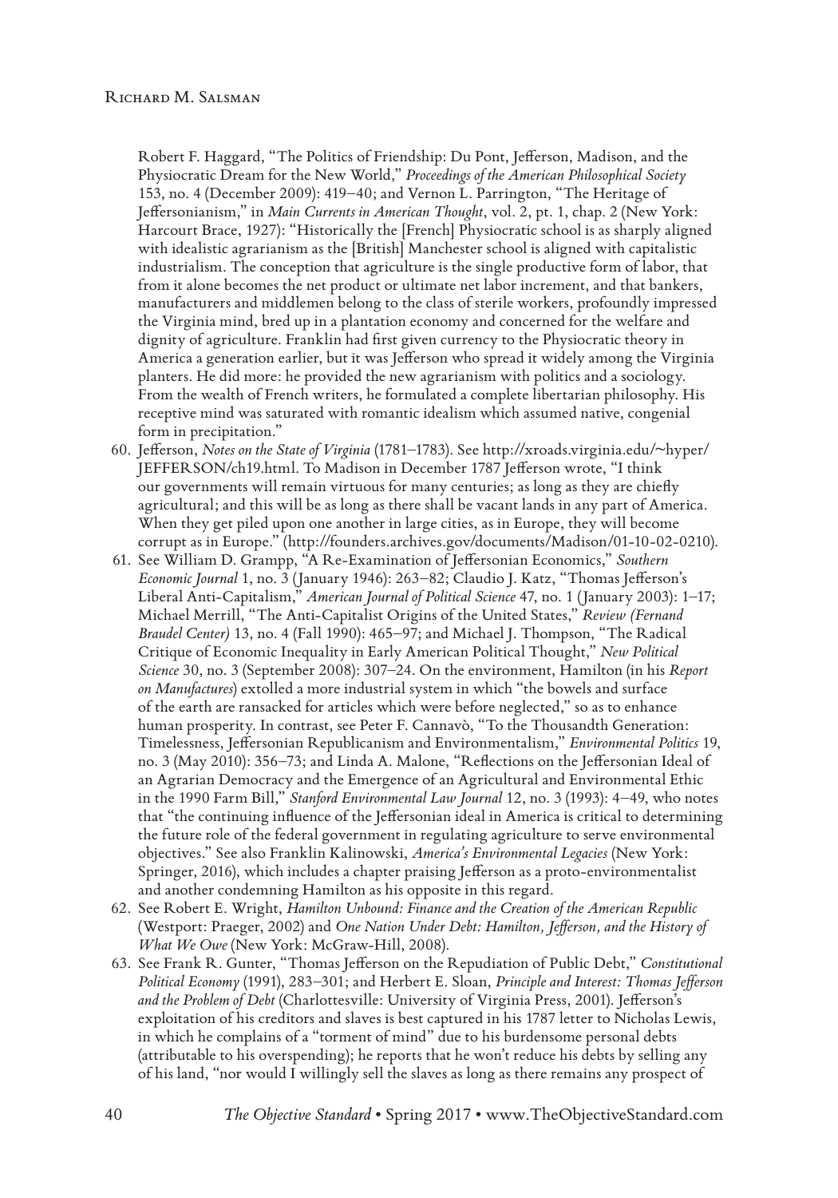Robert F. Haggard, "The Politics of Friendship: Du Pont, Jefferson, Madison, and the Physiocratic Dream for the New World," *Proceedings of the American Philosophical Society* 153, no. 4 (December 2009): 419–40; and Vernon L. Parrington, "The Heritage of Jeffersonianism," in *Main Currents in American Thought*, vol. 2, pt. 1, chap. 2 (New York: Harcourt Brace, 1927): "Historically the [French] Physiocratic school is as sharply aligned with idealistic agrarianism as the [British] Manchester school is aligned with capitalistic industrialism. The conception that agriculture is the single productive form of labor, that from it alone becomes the net product or ultimate net labor increment, and that bankers, manufacturers and middlemen belong to the class of sterile workers, profoundly impressed the Virginia mind, bred up in a plantation economy and concerned for the welfare and dignity of agriculture. Franklin had first given currency to the Physiocratic theory in America a generation earlier, but it was Jefferson who spread it widely among the Virginia planters. He did more: he provided the new agrarianism with politics and a sociology. From the wealth of French writers, he formulated a complete libertarian philosophy. His receptive mind was saturated with romantic idealism which assumed native, congenial form in precipitation."

60. Jefferson, *Notes on the State of Virginia* (1781–1783). See http://xroads.virginia.edu/~hyper/JEFFERSON/ch19.html. To Madison in December 1787 Jefferson wrote, "I think our governments will remain virtuous for many centuries; as long as they are chiefly agricultural; and this will be as long as there shall be vacant lands in any part of America. When they get piled upon one another in large cities, as in Europe, they will become corrupt as in Europe." (http://founders.archives.gov/documents/Madison/01-10-02-0210).
61. See William D. Grampp, "A Re-Examination of Jeffersonian Economics," *Southern Economic Journal* 1, no. 3 (January 1946): 263–82; Claudio J. Katz, "Thomas Jefferson's Liberal Anti-Capitalism," *American Journal of Political Science* 47, no. 1 (January 2003): 1–17; Michael Merrill, "The Anti-Capitalist Origins of the United States," *Review (Fernand Braudel Center)* 13, no. 4 (Fall 1990): 465–97; and Michael J. Thompson, "The Radical Critique of Economic Inequality in Early American Political Thought," *New Political Science* 30, no. 3 (September 2008): 307–24. On the environment, Hamilton (in his *Report on Manufactures*) extolled a more industrial system in which "the bowels and surface of the earth are ransacked for articles which were before neglected," so as to enhance human prosperity. In contrast, see Peter F. Cannavò, "To the Thousandth Generation: Timelessness, Jeffersonian Republicanism and Environmentalism," *Environmental Politics* 19, no. 3 (May 2010): 356–73; and Linda A. Malone, "Reflections on the Jeffersonian Ideal of an Agrarian Democracy and the Emergence of an Agricultural and Environmental Ethic in the 1990 Farm Bill," *Stanford Environmental Law Journal* 12, no. 3 (1993): 4–49, who notes that "the continuing influence of the Jeffersonian ideal in America is critical to determining the future role of the federal government in regulating agriculture to serve environmental objectives." See also Franklin Kalinowski, *America's Environmental Legacies* (New York: Springer, 2016), which includes a chapter praising Jefferson as a proto-environmentalist and another condemning Hamilton as his opposite in this regard.
62. See Robert E. Wright, *Hamilton Unbound: Finance and the Creation of the American Republic* (Westport: Praeger, 2002) and *One Nation Under Debt: Hamilton, Jefferson, and the History of What We Owe* (New York: McGraw-Hill, 2008).
63. See Frank R. Gunter, "Thomas Jefferson on the Repudiation of Public Debt," *Constitutional Political Economy* (1991), 283–301; and Herbert E. Sloan, *Principle and Interest: Thomas Jefferson and the Problem of Debt* (Charlottesville: University of Virginia Press, 2001). Jefferson's exploitation of his creditors and slaves is best captured in his 1787 letter to Nicholas Lewis, in which he complains of a "torment of mind" due to his burdensome personal debts (attributable to his overspending); he reports that he won't reduce his debts by selling any of his land, "nor would I willingly sell the slaves as long as there remains any prospect of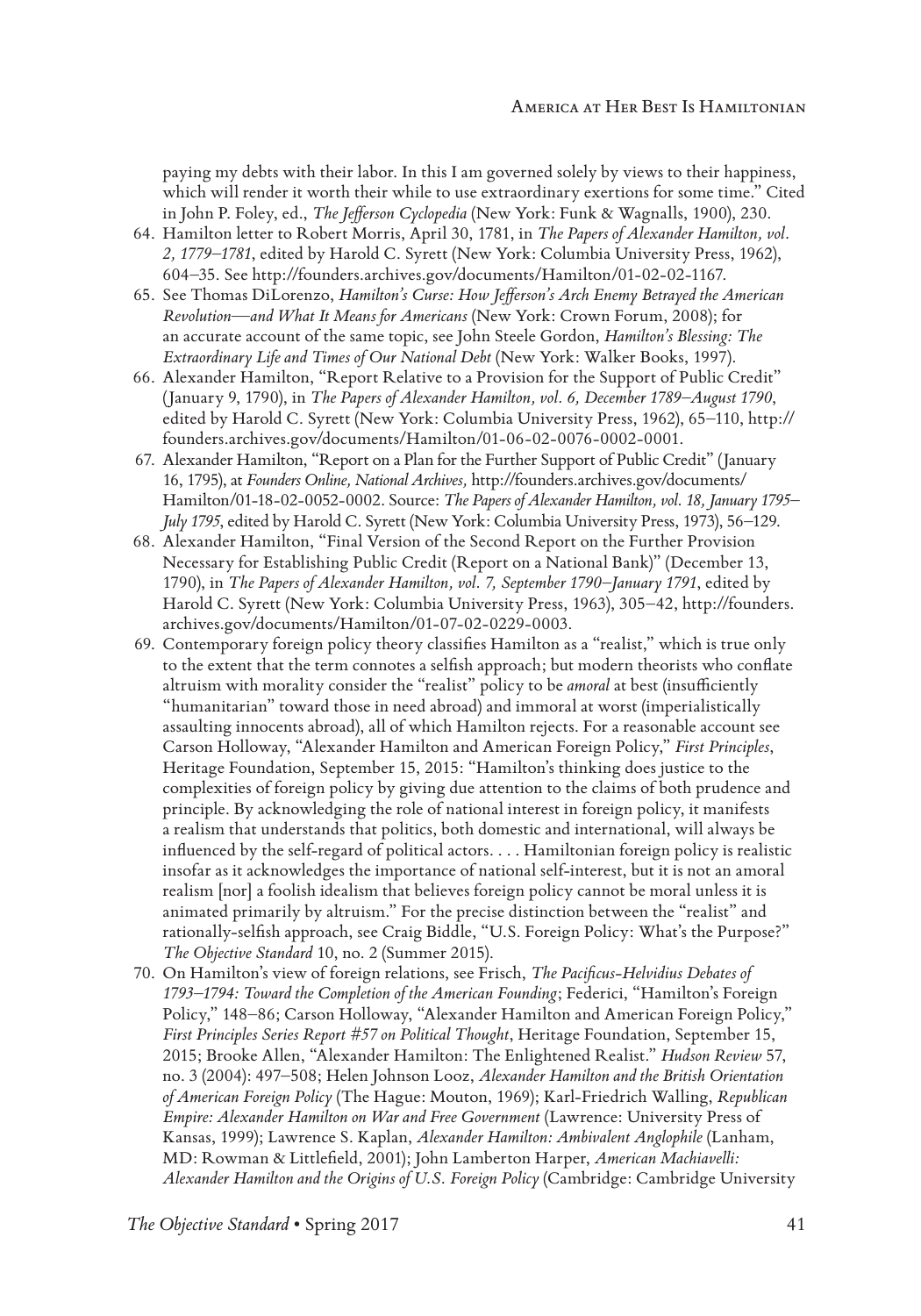paying my debts with their labor. In this I am governed solely by views to their happiness, which will render it worth their while to use extraordinary exertions for some time." Cited in John P. Foley, ed., *The Jefferson Cyclopedia* (New York: Funk & Wagnalls, 1900), 230.

64. Hamilton letter to Robert Morris, April 30, 1781, in *The Papers of Alexander Hamilton, vol. 2, 1779–1781*, edited by Harold C. Syrett (New York: Columbia University Press, 1962), 604–35. See http://founders.archives.gov/documents/Hamilton/01-02-02-1167.
65. See Thomas DiLorenzo, *Hamilton's Curse: How Jefferson's Arch Enemy Betrayed the American Revolution—and What It Means for Americans* (New York: Crown Forum, 2008); for an accurate account of the same topic, see John Steele Gordon, *Hamilton's Blessing: The Extraordinary Life and Times of Our National Debt* (New York: Walker Books, 1997).
66. Alexander Hamilton, "Report Relative to a Provision for the Support of Public Credit" (January 9, 1790), in *The Papers of Alexander Hamilton, vol. 6, December 1789–August 1790*, edited by Harold C. Syrett (New York: Columbia University Press, 1962), 65–110, http://founders.archives.gov/documents/Hamilton/01-06-02-0076-0002-0001.
67. Alexander Hamilton, "Report on a Plan for the Further Support of Public Credit" (January 16, 1795), at *Founders Online, National Archives,* http://founders.archives.gov/documents/Hamilton/01-18-02-0052-0002. Source: *The Papers of Alexander Hamilton, vol. 18, January 1795–July 1795*, edited by Harold C. Syrett (New York: Columbia University Press, 1973), 56–129.
68. Alexander Hamilton, "Final Version of the Second Report on the Further Provision Necessary for Establishing Public Credit (Report on a National Bank)" (December 13, 1790), in *The Papers of Alexander Hamilton, vol. 7, September 1790–January 1791*, edited by Harold C. Syrett (New York: Columbia University Press, 1963), 305–42, http://founders.archives.gov/documents/Hamilton/01-07-02-0229-0003.
69. Contemporary foreign policy theory classifies Hamilton as a "realist," which is true only to the extent that the term connotes a selfish approach; but modern theorists who conflate altruism with morality consider the "realist" policy to be *amoral* at best (insufficiently "humanitarian" toward those in need abroad) and immoral at worst (imperialistically assaulting innocents abroad), all of which Hamilton rejects. For a reasonable account see Carson Holloway, "Alexander Hamilton and American Foreign Policy," *First Principles*, Heritage Foundation, September 15, 2015: "Hamilton's thinking does justice to the complexities of foreign policy by giving due attention to the claims of both prudence and principle. By acknowledging the role of national interest in foreign policy, it manifests a realism that understands that politics, both domestic and international, will always be influenced by the self-regard of political actors. . . . Hamiltonian foreign policy is realistic insofar as it acknowledges the importance of national self-interest, but it is not an amoral realism [nor] a foolish idealism that believes foreign policy cannot be moral unless it is animated primarily by altruism." For the precise distinction between the "realist" and rationally-selfish approach, see Craig Biddle, "U.S. Foreign Policy: What's the Purpose?" *The Objective Standard* 10, no. 2 (Summer 2015).
70. On Hamilton's view of foreign relations, see Frisch, *The Pacificus-Helvidius Debates of 1793–1794: Toward the Completion of the American Founding*; Federici, "Hamilton's Foreign Policy," 148–86; Carson Holloway, "Alexander Hamilton and American Foreign Policy," *First Principles Series Report #57 on Political Thought*, Heritage Foundation, September 15, 2015; Brooke Allen, "Alexander Hamilton: The Enlightened Realist." *Hudson Review* 57, no. 3 (2004): 497–508; Helen Johnson Looz, *Alexander Hamilton and the British Orientation of American Foreign Policy* (The Hague: Mouton, 1969); Karl-Friedrich Walling, *Republican Empire: Alexander Hamilton on War and Free Government* (Lawrence: University Press of Kansas, 1999); Lawrence S. Kaplan, *Alexander Hamilton: Ambivalent Anglophile* (Lanham, MD: Rowman & Littlefield, 2001); John Lamberton Harper, *American Machiavelli: Alexander Hamilton and the Origins of U.S. Foreign Policy* (Cambridge: Cambridge University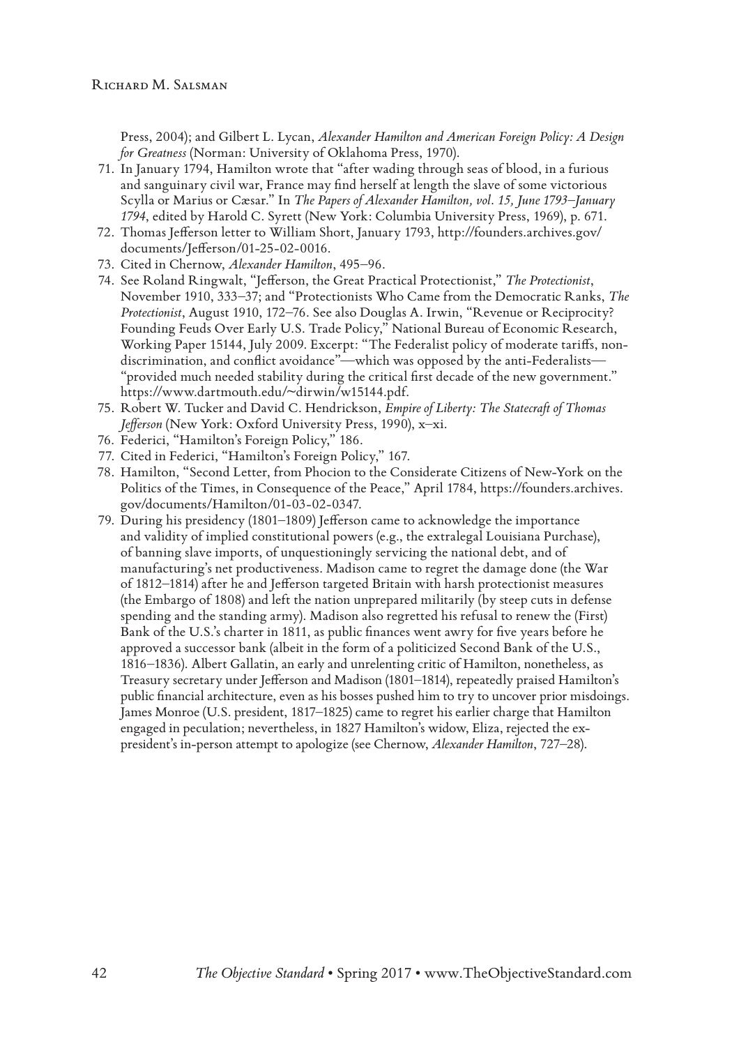Press, 2004); and Gilbert L. Lycan, *Alexander Hamilton and American Foreign Policy: A Design for Greatness* (Norman: University of Oklahoma Press, 1970).

71. In January 1794, Hamilton wrote that "after wading through seas of blood, in a furious and sanguinary civil war, France may find herself at length the slave of some victorious Scylla or Marius or Cæsar." In *The Papers of Alexander Hamilton, vol. 15, June 1793–January 1794*, edited by Harold C. Syrett (New York: Columbia University Press, 1969), p. 671.
72. Thomas Jefferson letter to William Short, January 1793, http://founders.archives.gov/documents/Jefferson/01-25-02-0016.
73. Cited in Chernow, *Alexander Hamilton*, 495–96.
74. See Roland Ringwalt, "Jefferson, the Great Practical Protectionist," *The Protectionist*, November 1910, 333–37; and "Protectionists Who Came from the Democratic Ranks, *The Protectionist*, August 1910, 172–76. See also Douglas A. Irwin, "Revenue or Reciprocity? Founding Feuds Over Early U.S. Trade Policy," National Bureau of Economic Research, Working Paper 15144, July 2009. Excerpt: "The Federalist policy of moderate tariffs, non-discrimination, and conflict avoidance"—which was opposed by the anti-Federalists—"provided much needed stability during the critical first decade of the new government." https://www.dartmouth.edu/~dirwin/w15144.pdf.
75. Robert W. Tucker and David C. Hendrickson, *Empire of Liberty: The Statecraft of Thomas Jefferson* (New York: Oxford University Press, 1990), x–xi.
76. Federici, "Hamilton's Foreign Policy," 186.
77. Cited in Federici, "Hamilton's Foreign Policy," 167.
78. Hamilton, "Second Letter, from Phocion to the Considerate Citizens of New-York on the Politics of the Times, in Consequence of the Peace," April 1784, https://founders.archives.gov/documents/Hamilton/01-03-02-0347.
79. During his presidency (1801–1809) Jefferson came to acknowledge the importance and validity of implied constitutional powers (e.g., the extralegal Louisiana Purchase), of banning slave imports, of unquestioningly servicing the national debt, and of manufacturing's net productiveness. Madison came to regret the damage done (the War of 1812–1814) after he and Jefferson targeted Britain with harsh protectionist measures (the Embargo of 1808) and left the nation unprepared militarily (by steep cuts in defense spending and the standing army). Madison also regretted his refusal to renew the (First) Bank of the U.S.'s charter in 1811, as public finances went awry for five years before he approved a successor bank (albeit in the form of a politicized Second Bank of the U.S., 1816–1836). Albert Gallatin, an early and unrelenting critic of Hamilton, nonetheless, as Treasury secretary under Jefferson and Madison (1801–1814), repeatedly praised Hamilton's public financial architecture, even as his bosses pushed him to try to uncover prior misdoings. James Monroe (U.S. president, 1817–1825) came to regret his earlier charge that Hamilton engaged in peculation; nevertheless, in 1827 Hamilton's widow, Eliza, rejected the ex-president's in-person attempt to apologize (see Chernow, *Alexander Hamilton*, 727–28).